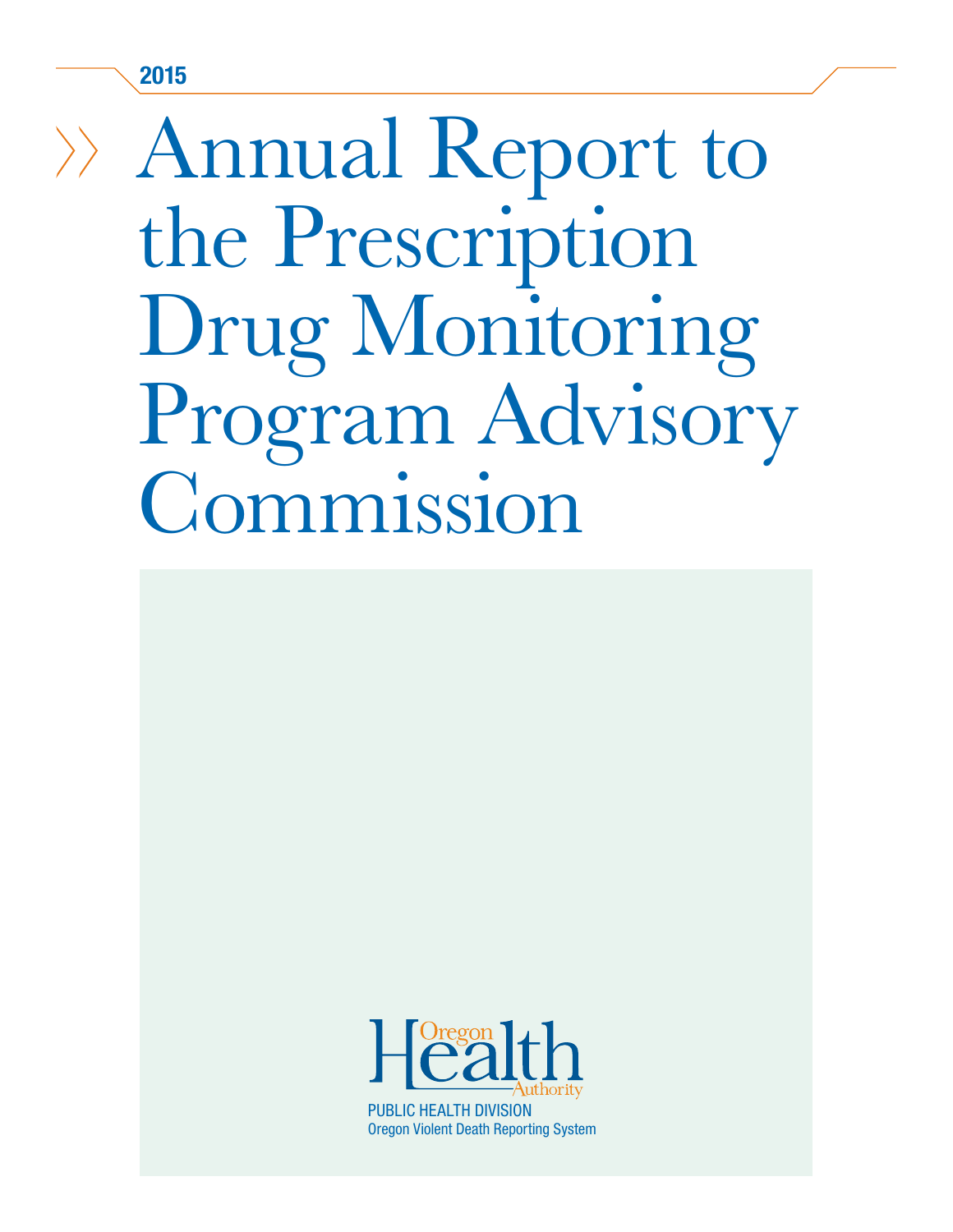2015

# Annual Report to the Prescription Drug Monitoring Program Advisory Commission

Oregon Health Authority

PUBLIC HEALTH DIVISION

Oregon Violent Death Reporting System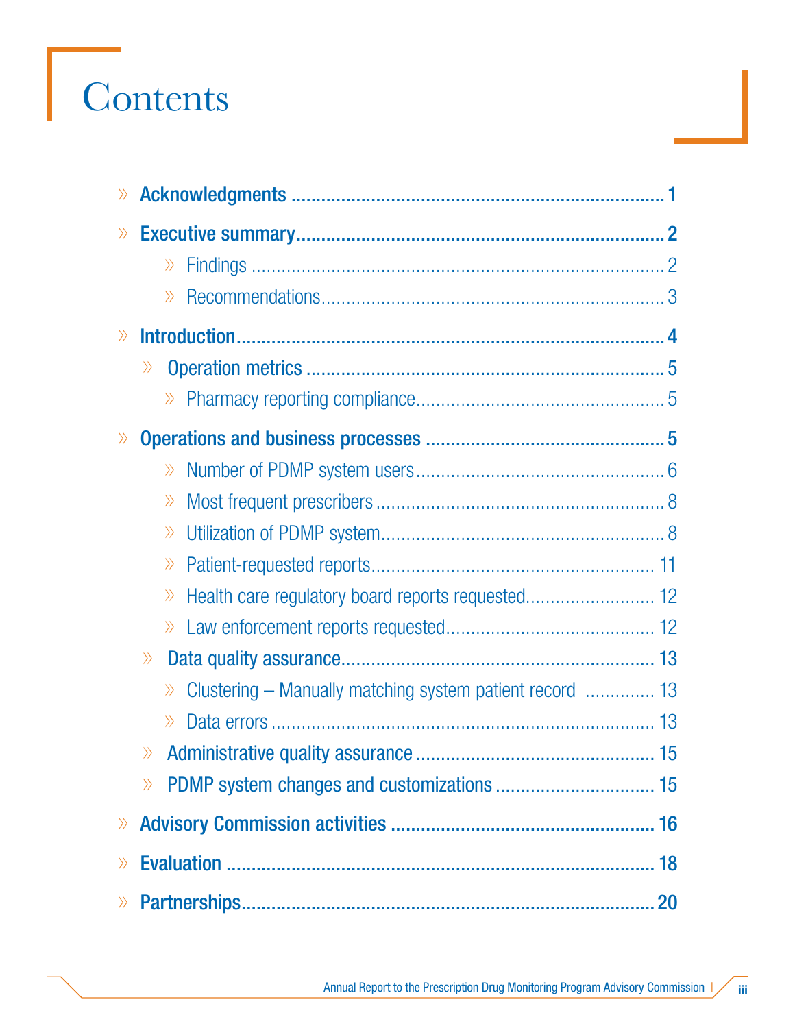# Contents

- **Acknowledgments** ........................................................................ 1
- **Executive summary** ........................................................................ 2
  - Findings ........................................................................ 2
  - Recommendations ........................................................................ 3
- **Introduction** ........................................................................ 4
  - Operation metrics ........................................................................ 5
    - Pharmacy reporting compliance ........................................................................ 5
- **Operations and business processes** ........................................................................ 5
  - Number of PDMP system users ........................................................................ 6
  - Most frequent prescribers ........................................................................ 8
  - Utilization of PDMP system ........................................................................ 8
  - Patient-requested reports ........................................................................ 11
  - Health care regulatory board reports requested ........................................................................ 12
  - Law enforcement reports requested ........................................................................ 12
  - Data quality assurance ........................................................................ 13
    - Clustering – Manually matching system patient record ........................................................................ 13
    - Data errors ........................................................................ 13
  - Administrative quality assurance ........................................................................ 15
  - PDMP system changes and customizations ........................................................................ 15
- **Advisory Commission activities** ........................................................................ 16
- **Evaluation** ........................................................................ 18
- **Partnerships** ........................................................................ 20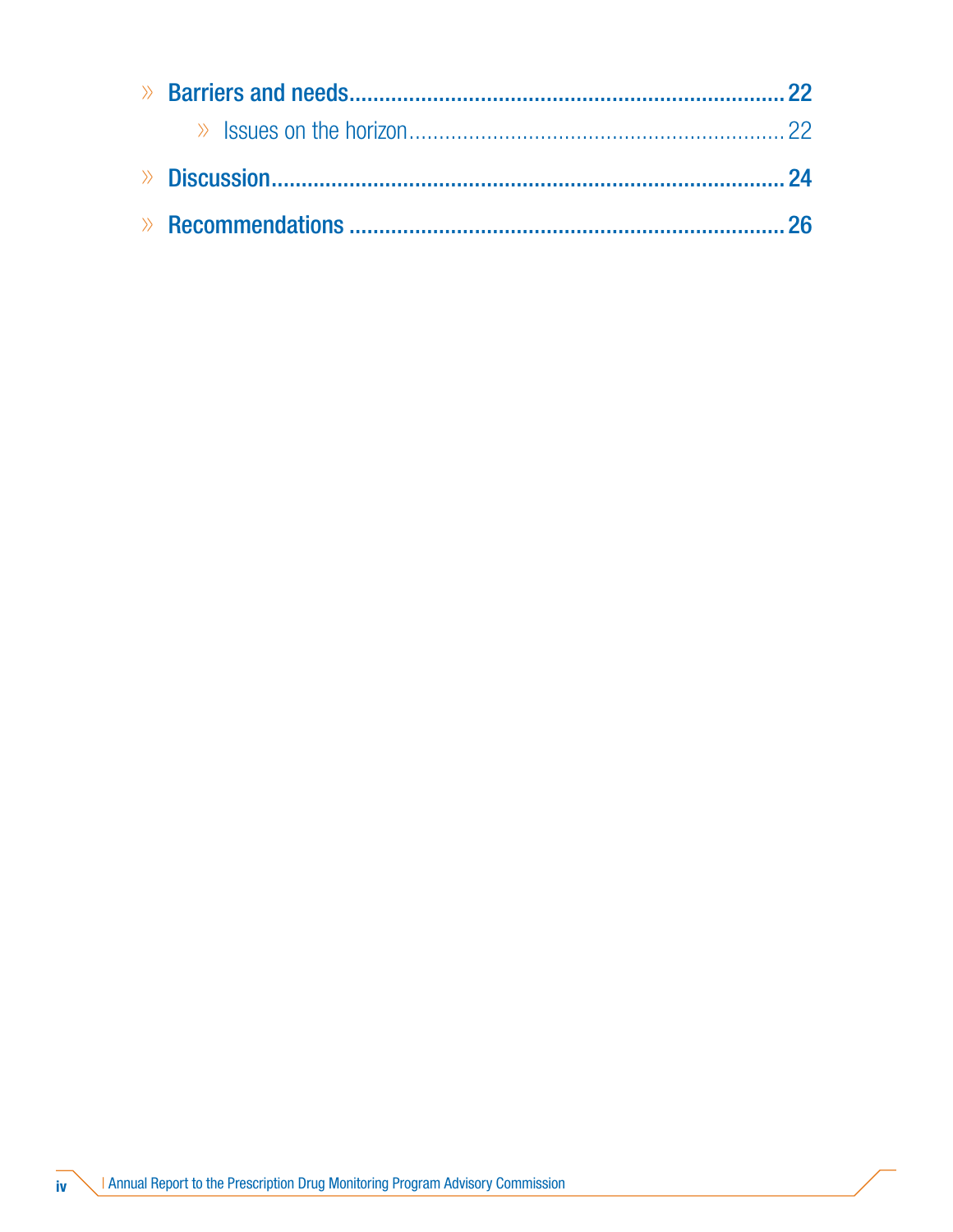- Barriers and needs......................................................................22
  - Issues on the horizon.............................................................22
- Discussion.....................................................................................24
- Recommendations ........................................................................26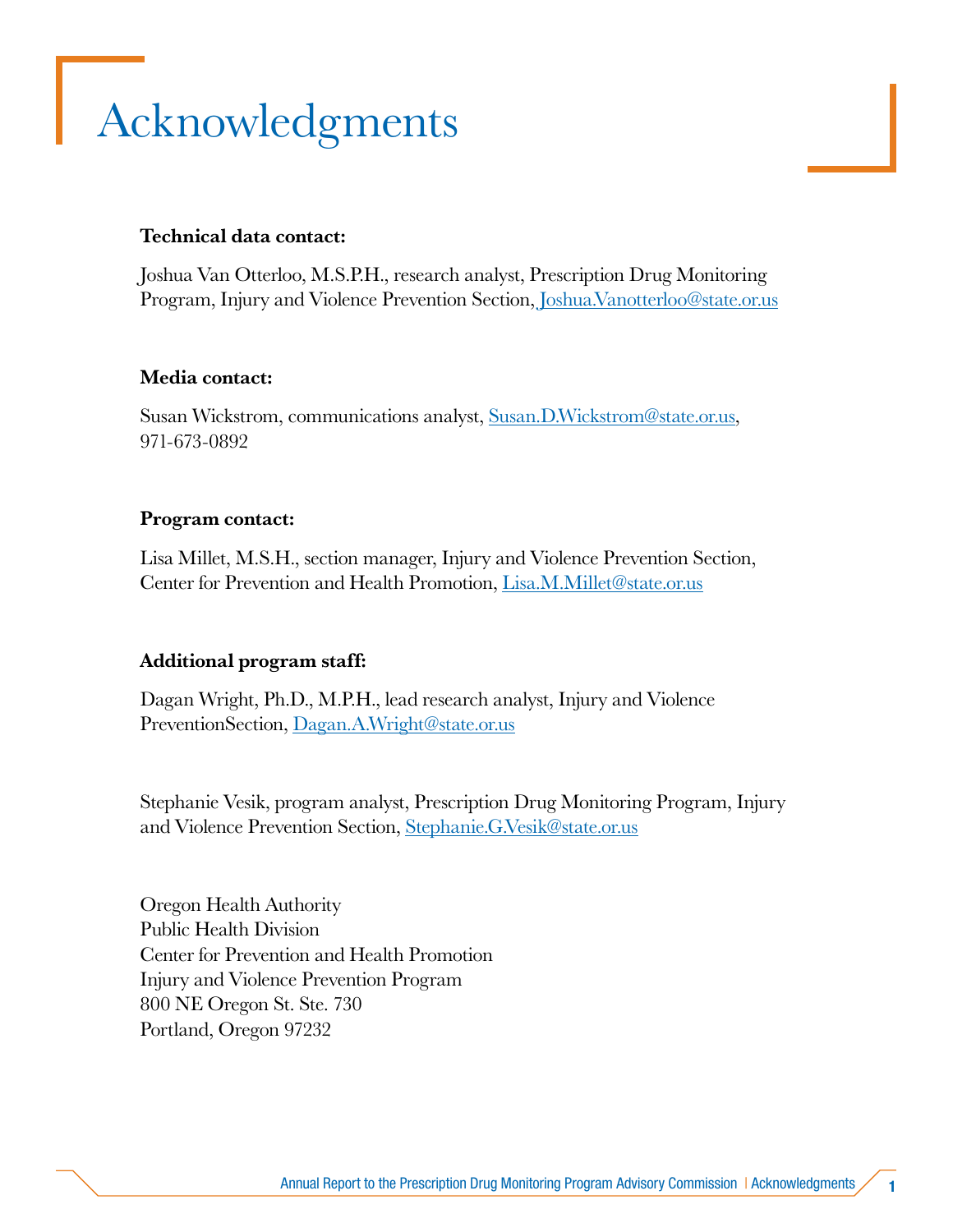# Acknowledgments

**Technical data contact:**

Joshua Van Otterloo, M.S.P.H., research analyst, Prescription Drug Monitoring Program, Injury and Violence Prevention Section, Joshua.Vanotterloo@state.or.us

**Media contact:**

Susan Wickstrom, communications analyst, Susan.D.Wickstrom@state.or.us, 971-673-0892

**Program contact:**

Lisa Millet, M.S.H., section manager, Injury and Violence Prevention Section, Center for Prevention and Health Promotion, Lisa.M.Millet@state.or.us

**Additional program staff:**

Dagan Wright, Ph.D., M.P.H., lead research analyst, Injury and Violence PreventionSection, Dagan.A.Wright@state.or.us

Stephanie Vesik, program analyst, Prescription Drug Monitoring Program, Injury and Violence Prevention Section, Stephanie.G.Vesik@state.or.us

Oregon Health Authority
Public Health Division
Center for Prevention and Health Promotion
Injury and Violence Prevention Program
800 NE Oregon St. Ste. 730
Portland, Oregon 97232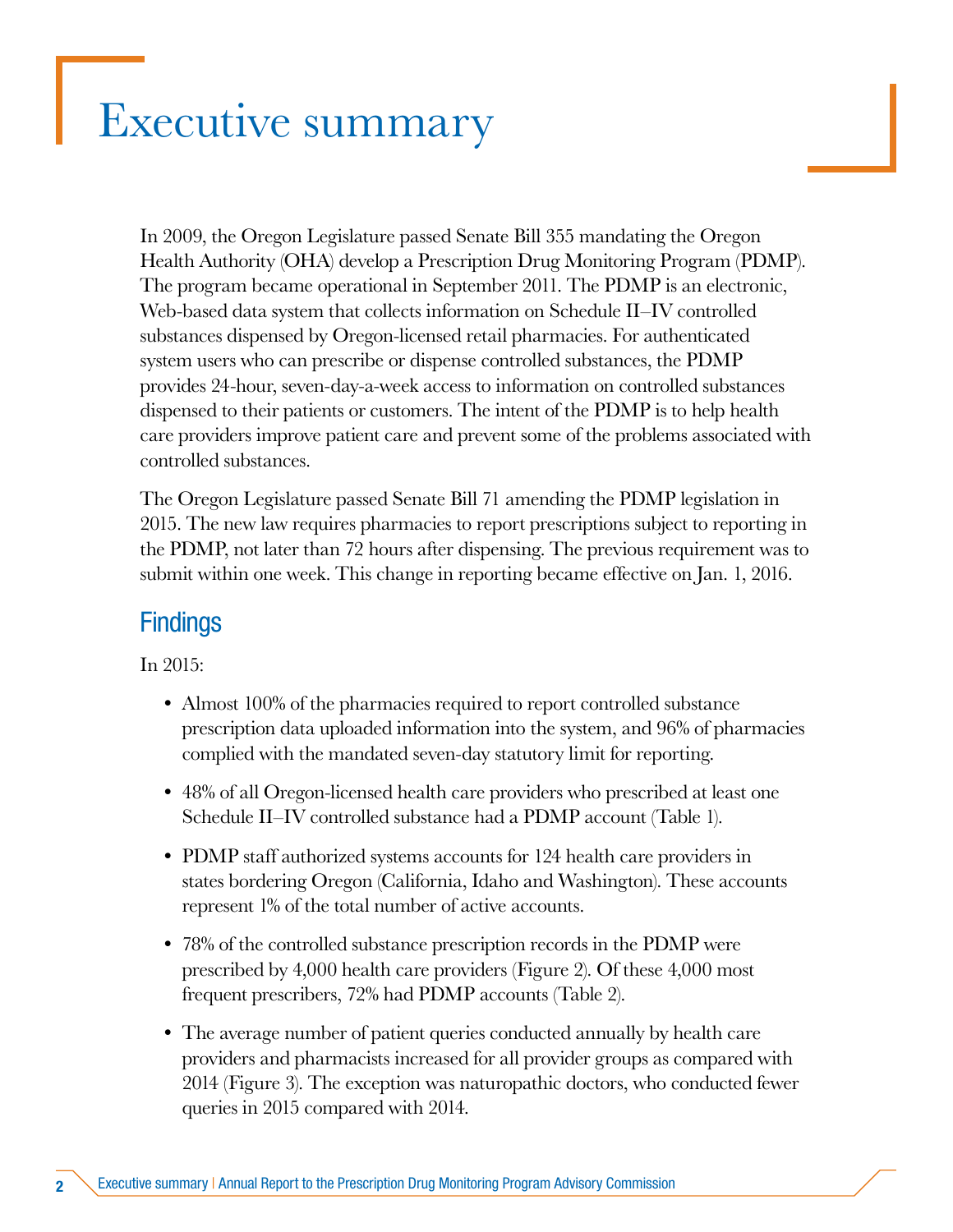# Executive summary

In 2009, the Oregon Legislature passed Senate Bill 355 mandating the Oregon Health Authority (OHA) develop a Prescription Drug Monitoring Program (PDMP). The program became operational in September 2011. The PDMP is an electronic, Web-based data system that collects information on Schedule II–IV controlled substances dispensed by Oregon-licensed retail pharmacies. For authenticated system users who can prescribe or dispense controlled substances, the PDMP provides 24-hour, seven-day-a-week access to information on controlled substances dispensed to their patients or customers. The intent of the PDMP is to help health care providers improve patient care and prevent some of the problems associated with controlled substances.

The Oregon Legislature passed Senate Bill 71 amending the PDMP legislation in 2015. The new law requires pharmacies to report prescriptions subject to reporting in the PDMP, not later than 72 hours after dispensing. The previous requirement was to submit within one week. This change in reporting became effective on Jan. 1, 2016.

## Findings

In 2015:

- Almost 100% of the pharmacies required to report controlled substance prescription data uploaded information into the system, and 96% of pharmacies complied with the mandated seven-day statutory limit for reporting.
- 48% of all Oregon-licensed health care providers who prescribed at least one Schedule II–IV controlled substance had a PDMP account (Table 1).
- PDMP staff authorized systems accounts for 124 health care providers in states bordering Oregon (California, Idaho and Washington). These accounts represent 1% of the total number of active accounts.
- 78% of the controlled substance prescription records in the PDMP were prescribed by 4,000 health care providers (Figure 2). Of these 4,000 most frequent prescribers, 72% had PDMP accounts (Table 2).
- The average number of patient queries conducted annually by health care providers and pharmacists increased for all provider groups as compared with 2014 (Figure 3). The exception was naturopathic doctors, who conducted fewer queries in 2015 compared with 2014.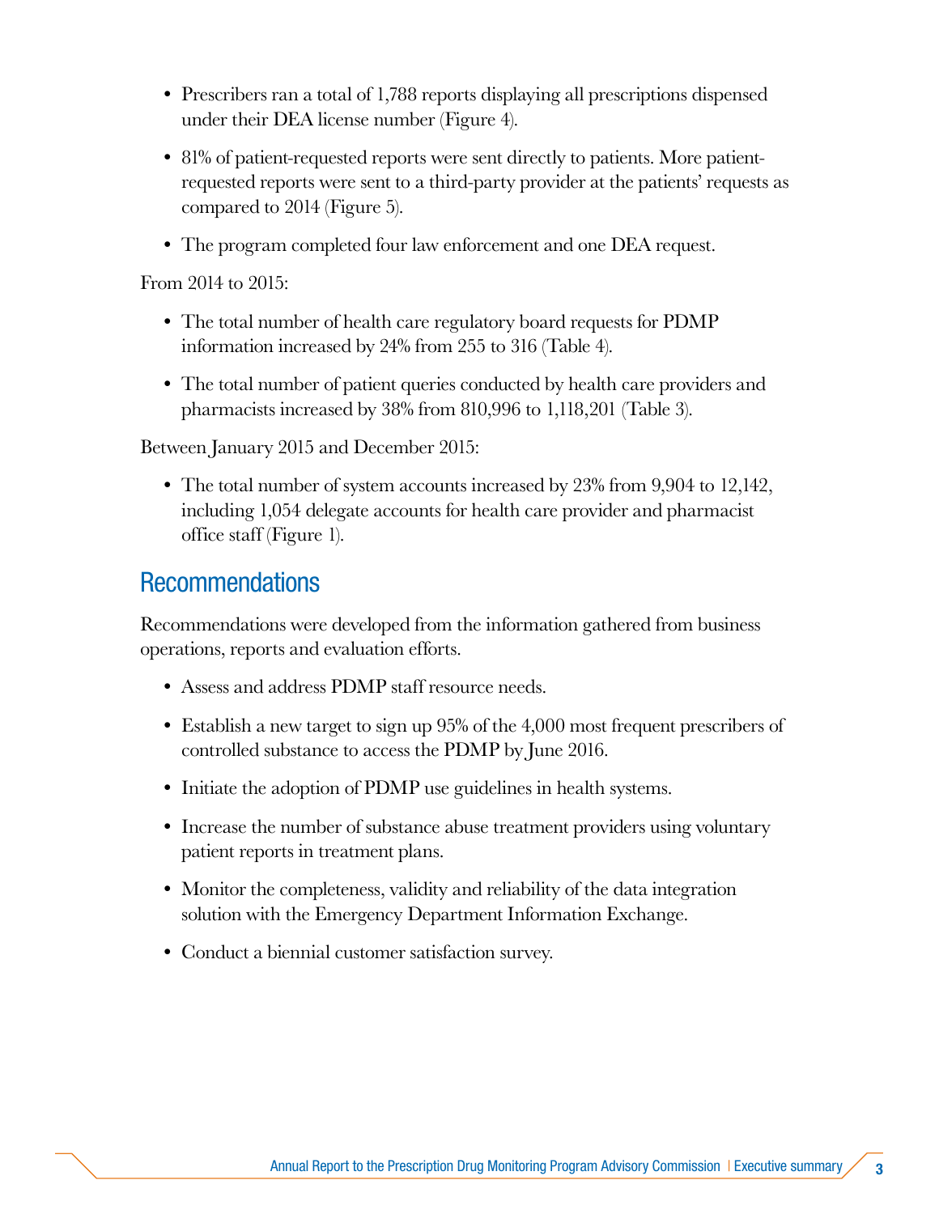- Prescribers ran a total of 1,788 reports displaying all prescriptions dispensed under their DEA license number (Figure 4).
- 81% of patient-requested reports were sent directly to patients. More patient-requested reports were sent to a third-party provider at the patients' requests as compared to 2014 (Figure 5).
- The program completed four law enforcement and one DEA request.

From 2014 to 2015:

- The total number of health care regulatory board requests for PDMP information increased by 24% from 255 to 316 (Table 4).
- The total number of patient queries conducted by health care providers and pharmacists increased by 38% from 810,996 to 1,118,201 (Table 3).

Between January 2015 and December 2015:

- The total number of system accounts increased by 23% from 9,904 to 12,142, including 1,054 delegate accounts for health care provider and pharmacist office staff (Figure 1).

## Recommendations

Recommendations were developed from the information gathered from business operations, reports and evaluation efforts.

- Assess and address PDMP staff resource needs.
- Establish a new target to sign up 95% of the 4,000 most frequent prescribers of controlled substance to access the PDMP by June 2016.
- Initiate the adoption of PDMP use guidelines in health systems.
- Increase the number of substance abuse treatment providers using voluntary patient reports in treatment plans.
- Monitor the completeness, validity and reliability of the data integration solution with the Emergency Department Information Exchange.
- Conduct a biennial customer satisfaction survey.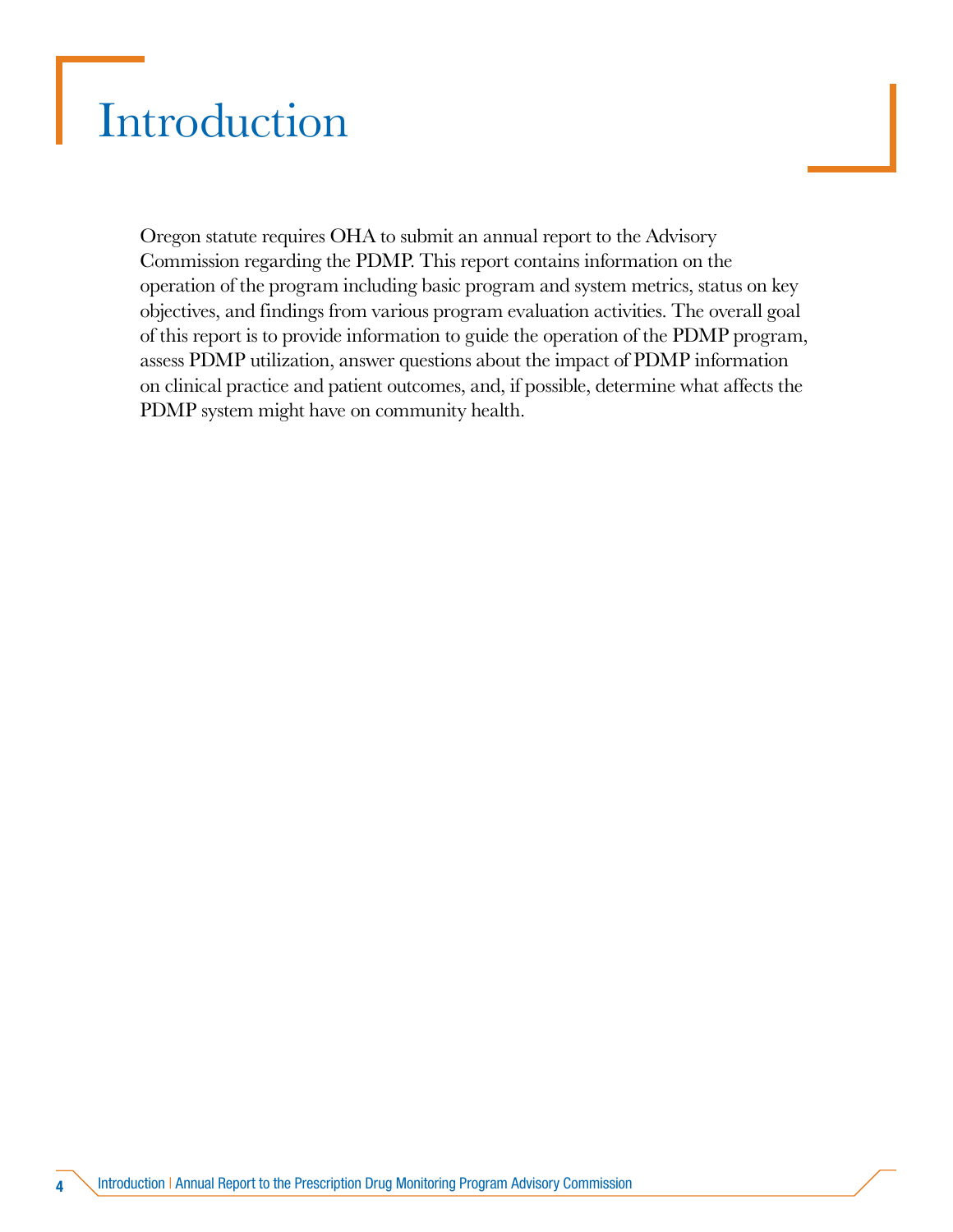# Introduction

Oregon statute requires OHA to submit an annual report to the Advisory Commission regarding the PDMP. This report contains information on the operation of the program including basic program and system metrics, status on key objectives, and findings from various program evaluation activities. The overall goal of this report is to provide information to guide the operation of the PDMP program, assess PDMP utilization, answer questions about the impact of PDMP information on clinical practice and patient outcomes, and, if possible, determine what affects the PDMP system might have on community health.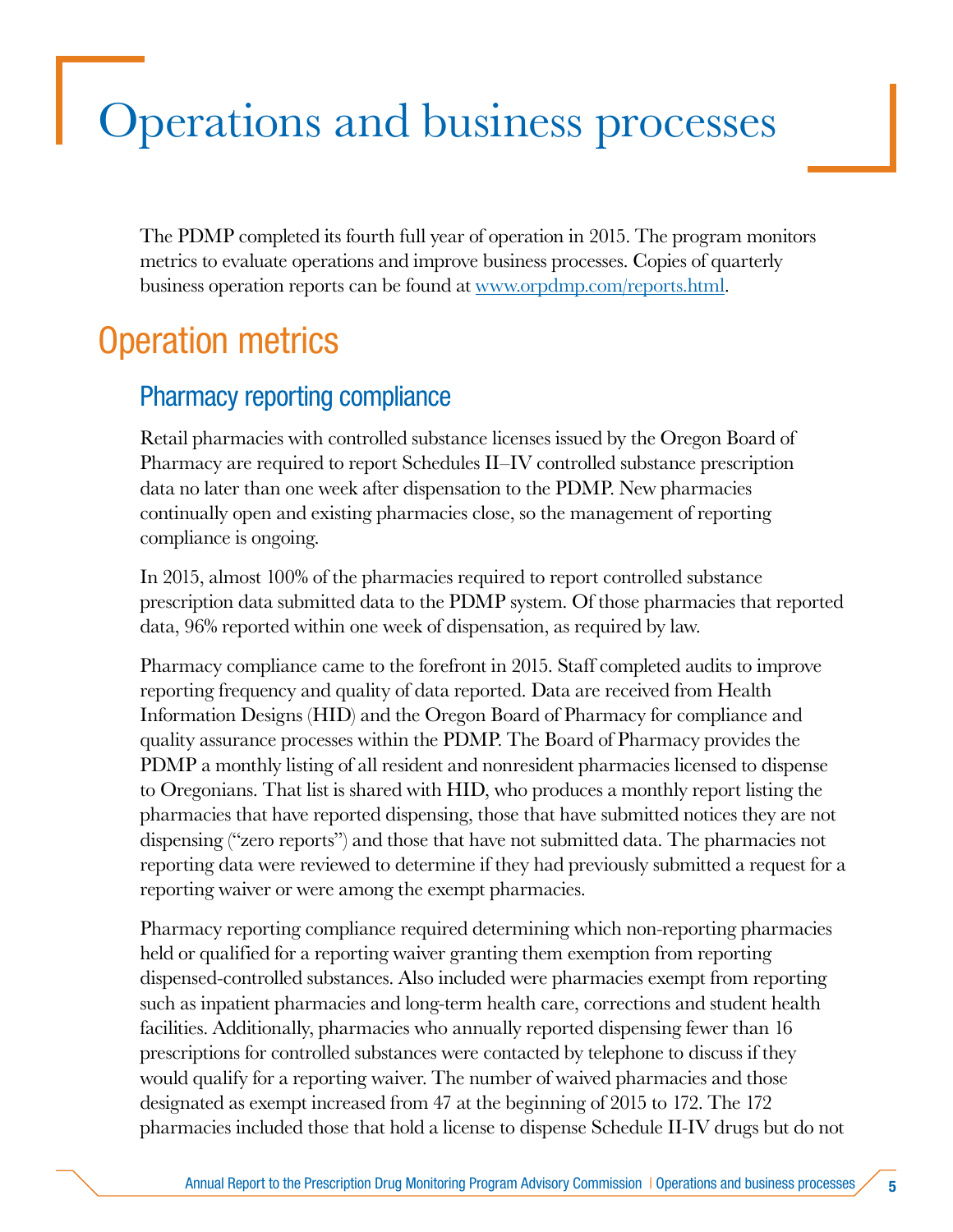# Operations and business processes

The PDMP completed its fourth full year of operation in 2015. The program monitors metrics to evaluate operations and improve business processes. Copies of quarterly business operation reports can be found at www.orpdmp.com/reports.html.

## Operation metrics

### Pharmacy reporting compliance

Retail pharmacies with controlled substance licenses issued by the Oregon Board of Pharmacy are required to report Schedules II–IV controlled substance prescription data no later than one week after dispensation to the PDMP. New pharmacies continually open and existing pharmacies close, so the management of reporting compliance is ongoing.

In 2015, almost 100% of the pharmacies required to report controlled substance prescription data submitted data to the PDMP system. Of those pharmacies that reported data, 96% reported within one week of dispensation, as required by law.

Pharmacy compliance came to the forefront in 2015. Staff completed audits to improve reporting frequency and quality of data reported. Data are received from Health Information Designs (HID) and the Oregon Board of Pharmacy for compliance and quality assurance processes within the PDMP. The Board of Pharmacy provides the PDMP a monthly listing of all resident and nonresident pharmacies licensed to dispense to Oregonians. That list is shared with HID, who produces a monthly report listing the pharmacies that have reported dispensing, those that have submitted notices they are not dispensing ("zero reports") and those that have not submitted data. The pharmacies not reporting data were reviewed to determine if they had previously submitted a request for a reporting waiver or were among the exempt pharmacies.

Pharmacy reporting compliance required determining which non-reporting pharmacies held or qualified for a reporting waiver granting them exemption from reporting dispensed-controlled substances. Also included were pharmacies exempt from reporting such as inpatient pharmacies and long-term health care, corrections and student health facilities. Additionally, pharmacies who annually reported dispensing fewer than 16 prescriptions for controlled substances were contacted by telephone to discuss if they would qualify for a reporting waiver. The number of waived pharmacies and those designated as exempt increased from 47 at the beginning of 2015 to 172. The 172 pharmacies included those that hold a license to dispense Schedule II-IV drugs but do not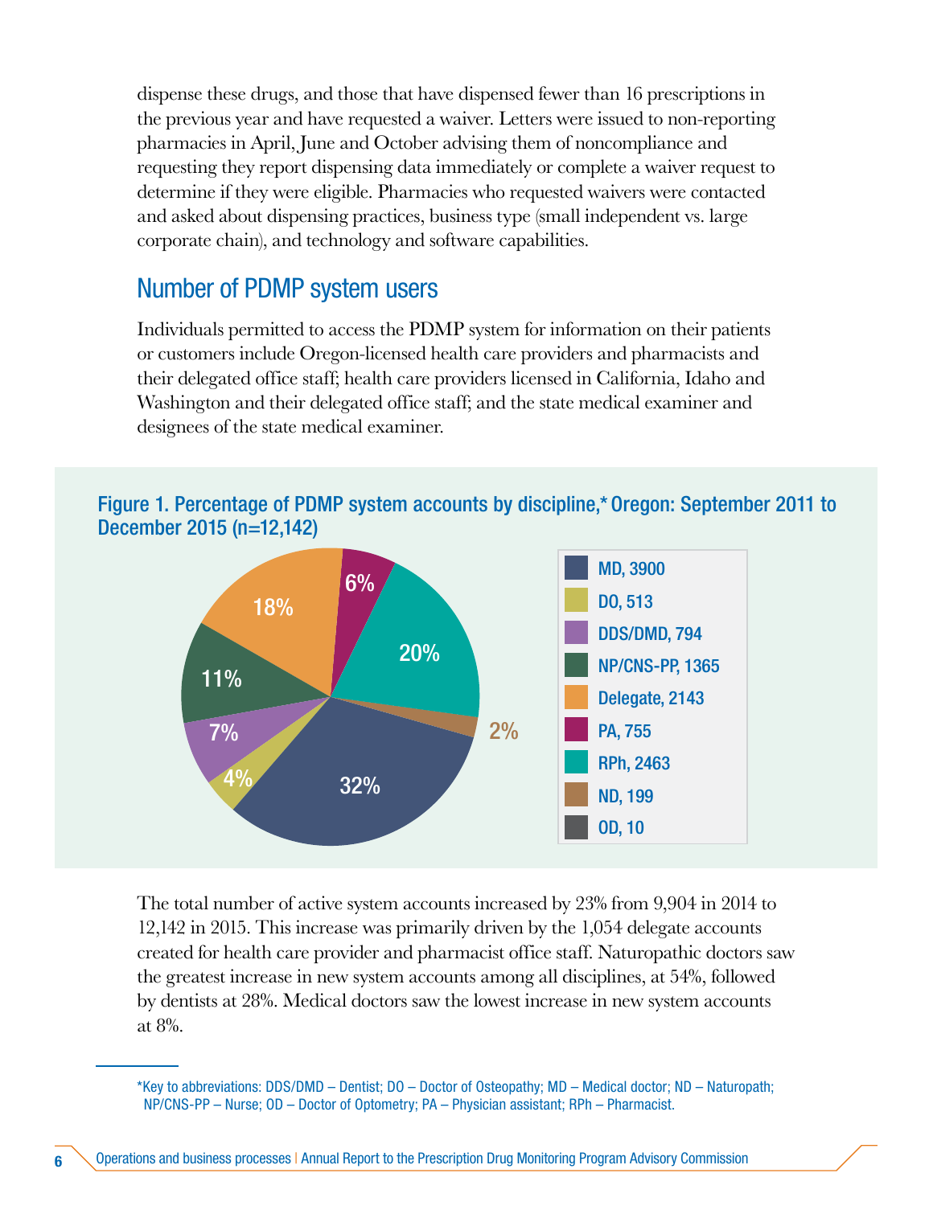dispense these drugs, and those that have dispensed fewer than 16 prescriptions in the previous year and have requested a waiver. Letters were issued to non-reporting pharmacies in April, June and October advising them of noncompliance and requesting they report dispensing data immediately or complete a waiver request to determine if they were eligible. Pharmacies who requested waivers were contacted and asked about dispensing practices, business type (small independent vs. large corporate chain), and technology and software capabilities.

## Number of PDMP system users

Individuals permitted to access the PDMP system for information on their patients or customers include Oregon-licensed health care providers and pharmacists and their delegated office staff; health care providers licensed in California, Idaho and Washington and their delegated office staff; and the state medical examiner and designees of the state medical examiner.

**Figure 1. Percentage of PDMP system accounts by discipline,\* Oregon: September 2011 to December 2015 (n=12,142)**

| Discipline | Accounts | Percentage |
|---|---|---|
| MD | 3900 | 32% |
| DO | 513 | 4% |
| DDS/DMD | 794 | 7% |
| NP/CNS-PP | 1365 | 11% |
| Delegate | 2143 | 18% |
| PA | 755 | 6% |
| RPh | 2463 | 20% |
| ND | 199 | 2% |
| OD | 10 | |

The total number of active system accounts increased by 23% from 9,904 in 2014 to 12,142 in 2015. This increase was primarily driven by the 1,054 delegate accounts created for health care provider and pharmacist office staff. Naturopathic doctors saw the greatest increase in new system accounts among all disciplines, at 54%, followed by dentists at 28%. Medical doctors saw the lowest increase in new system accounts at 8%.

---

\*Key to abbreviations: DDS/DMD – Dentist; DO – Doctor of Osteopathy; MD – Medical doctor; ND – Naturopath; NP/CNS-PP – Nurse; OD – Doctor of Optometry; PA – Physician assistant; RPh – Pharmacist.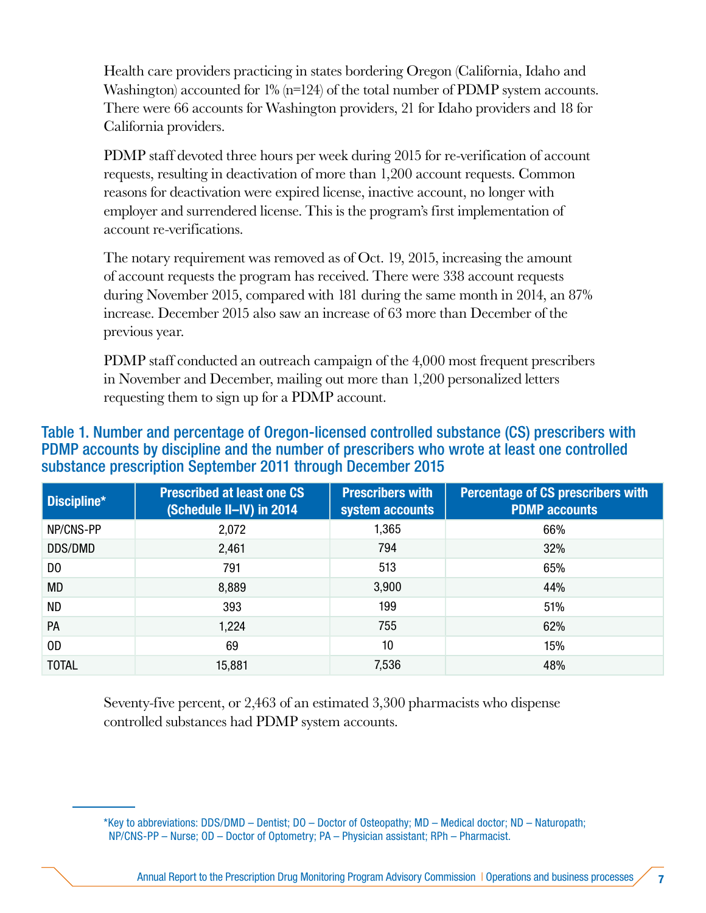Health care providers practicing in states bordering Oregon (California, Idaho and Washington) accounted for 1% (n=124) of the total number of PDMP system accounts. There were 66 accounts for Washington providers, 21 for Idaho providers and 18 for California providers.

PDMP staff devoted three hours per week during 2015 for re-verification of account requests, resulting in deactivation of more than 1,200 account requests. Common reasons for deactivation were expired license, inactive account, no longer with employer and surrendered license. This is the program's first implementation of account re-verifications.

The notary requirement was removed as of Oct. 19, 2015, increasing the amount of account requests the program has received. There were 338 account requests during November 2015, compared with 181 during the same month in 2014, an 87% increase. December 2015 also saw an increase of 63 more than December of the previous year.

PDMP staff conducted an outreach campaign of the 4,000 most frequent prescribers in November and December, mailing out more than 1,200 personalized letters requesting them to sign up for a PDMP account.

### Table 1. Number and percentage of Oregon-licensed controlled substance (CS) prescribers with PDMP accounts by discipline and the number of prescribers who wrote at least one controlled substance prescription September 2011 through December 2015

| Discipline* | Prescribed at least one CS (Schedule II–IV) in 2014 | Prescribers with system accounts | Percentage of CS prescribers with PDMP accounts |
|---|---|---|---|
| NP/CNS-PP | 2,072 | 1,365 | 66% |
| DDS/DMD | 2,461 | 794 | 32% |
| DO | 791 | 513 | 65% |
| MD | 8,889 | 3,900 | 44% |
| ND | 393 | 199 | 51% |
| PA | 1,224 | 755 | 62% |
| OD | 69 | 10 | 15% |
| TOTAL | 15,881 | 7,536 | 48% |

Seventy-five percent, or 2,463 of an estimated 3,300 pharmacists who dispense controlled substances had PDMP system accounts.

*Key to abbreviations: DDS/DMD – Dentist; DO – Doctor of Osteopathy; MD – Medical doctor; ND – Naturopath; NP/CNS-PP – Nurse; OD – Doctor of Optometry; PA – Physician assistant; RPh – Pharmacist.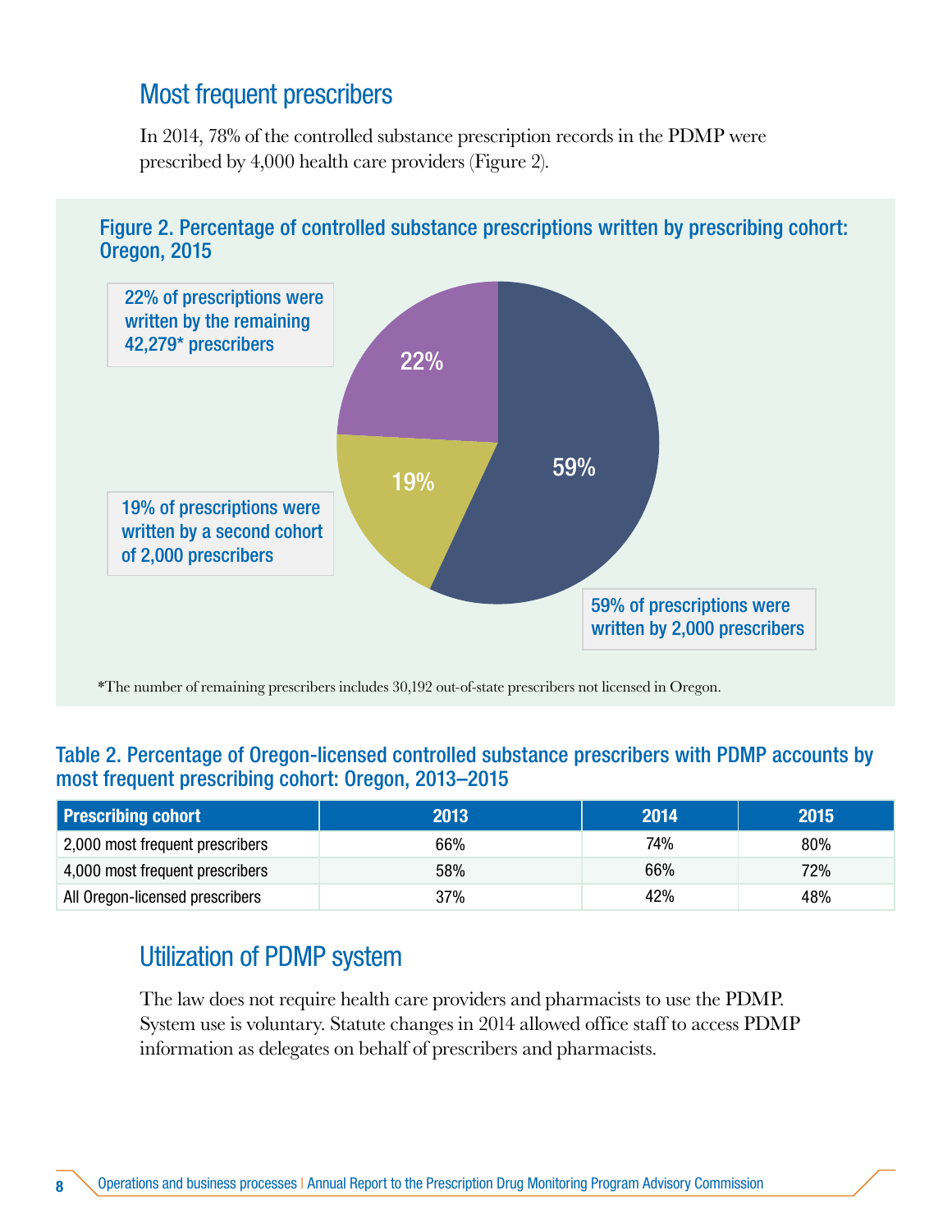## Most frequent prescribers

In 2014, 78% of the controlled substance prescription records in the PDMP were prescribed by 4,000 health care providers (Figure 2).

**Figure 2. Percentage of controlled substance prescriptions written by prescribing cohort: Oregon, 2015**

22% of prescriptions were written by the remaining 42,279* prescribers

19% of prescriptions were written by a second cohort of 2,000 prescribers

59% of prescriptions were written by 2,000 prescribers

*The number of remaining prescribers includes 30,192 out-of-state prescribers not licensed in Oregon.

**Table 2. Percentage of Oregon-licensed controlled substance prescribers with PDMP accounts by most frequent prescribing cohort: Oregon, 2013–2015**

| Prescribing cohort | 2013 | 2014 | 2015 |
|---|---|---|---|
| 2,000 most frequent prescribers | 66% | 74% | 80% |
| 4,000 most frequent prescribers | 58% | 66% | 72% |
| All Oregon-licensed prescribers | 37% | 42% | 48% |

## Utilization of PDMP system

The law does not require health care providers and pharmacists to use the PDMP. System use is voluntary. Statute changes in 2014 allowed office staff to access PDMP information as delegates on behalf of prescribers and pharmacists.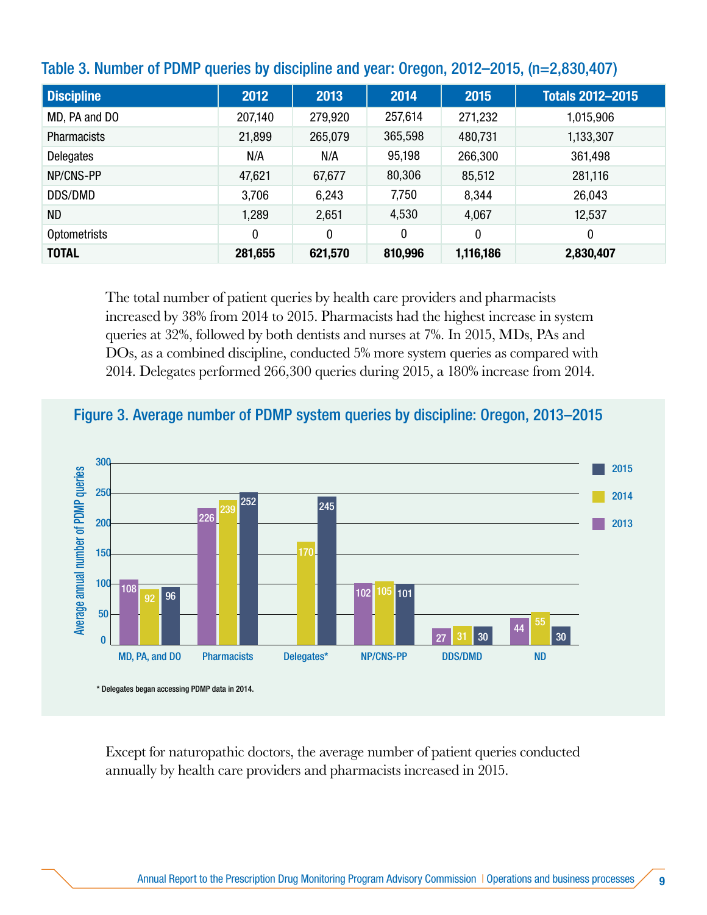### Table 3. Number of PDMP queries by discipline and year: Oregon, 2012–2015, (n=2,830,407)

| Discipline | 2012 | 2013 | 2014 | 2015 | Totals 2012–2015 |
|---|---|---|---|---|---|
| MD, PA and DO | 207,140 | 279,920 | 257,614 | 271,232 | 1,015,906 |
| Pharmacists | 21,899 | 265,079 | 365,598 | 480,731 | 1,133,307 |
| Delegates | N/A | N/A | 95,198 | 266,300 | 361,498 |
| NP/CNS-PP | 47,621 | 67,677 | 80,306 | 85,512 | 281,116 |
| DDS/DMD | 3,706 | 6,243 | 7,750 | 8,344 | 26,043 |
| ND | 1,289 | 2,651 | 4,530 | 4,067 | 12,537 |
| Optometrists | 0 | 0 | 0 | 0 | 0 |
| **TOTAL** | **281,655** | **621,570** | **810,996** | **1,116,186** | **2,830,407** |

The total number of patient queries by health care providers and pharmacists increased by 38% from 2014 to 2015. Pharmacists had the highest increase in system queries at 32%, followed by both dentists and nurses at 7%. In 2015, MDs, PAs and DOs, as a combined discipline, conducted 5% more system queries as compared with 2014. Delegates performed 266,300 queries during 2015, a 180% increase from 2014.

### Figure 3. Average number of PDMP system queries by discipline: Oregon, 2013–2015

| Discipline | 2013 | 2014 | 2015 |
|---|---|---|---|
| MD, PA, and DO | 108 | 92 | 96 |
| Pharmacists | 226 | 239 | 252 |
| Delegates* | | 170 | 245 |
| NP/CNS-PP | 102 | 105 | 101 |
| DDS/DMD | 27 | 31 | 30 |
| ND | 44 | 55 | 30 |

\* Delegates began accessing PDMP data in 2014.

Except for naturopathic doctors, the average number of patient queries conducted annually by health care providers and pharmacists increased in 2015.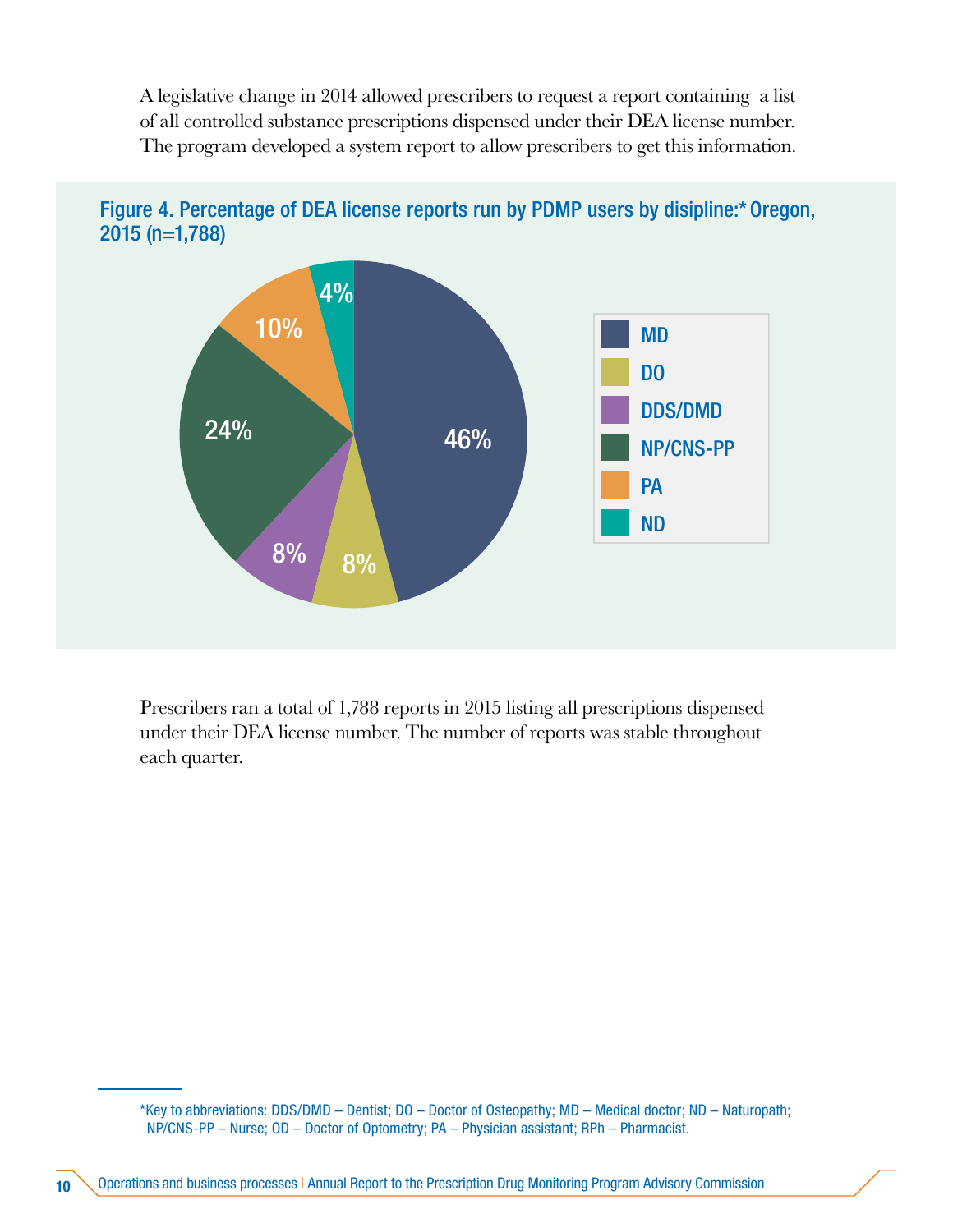A legislative change in 2014 allowed prescribers to request a report containing a list of all controlled substance prescriptions dispensed under their DEA license number. The program developed a system report to allow prescribers to get this information.

**Figure 4. Percentage of DEA license reports run by PDMP users by disipline:* Oregon, 2015 (n=1,788)**

| Discipline | Percentage |
|---|---|
| MD | 46% |
| DO | 8% |
| DDS/DMD | 8% |
| NP/CNS-PP | 24% |
| PA | 10% |
| ND | 4% |

Prescribers ran a total of 1,788 reports in 2015 listing all prescriptions dispensed under their DEA license number. The number of reports was stable throughout each quarter.

*Key to abbreviations: DDS/DMD – Dentist; DO – Doctor of Osteopathy; MD – Medical doctor; ND – Naturopath; NP/CNS-PP – Nurse; OD – Doctor of Optometry; PA – Physician assistant; RPh – Pharmacist.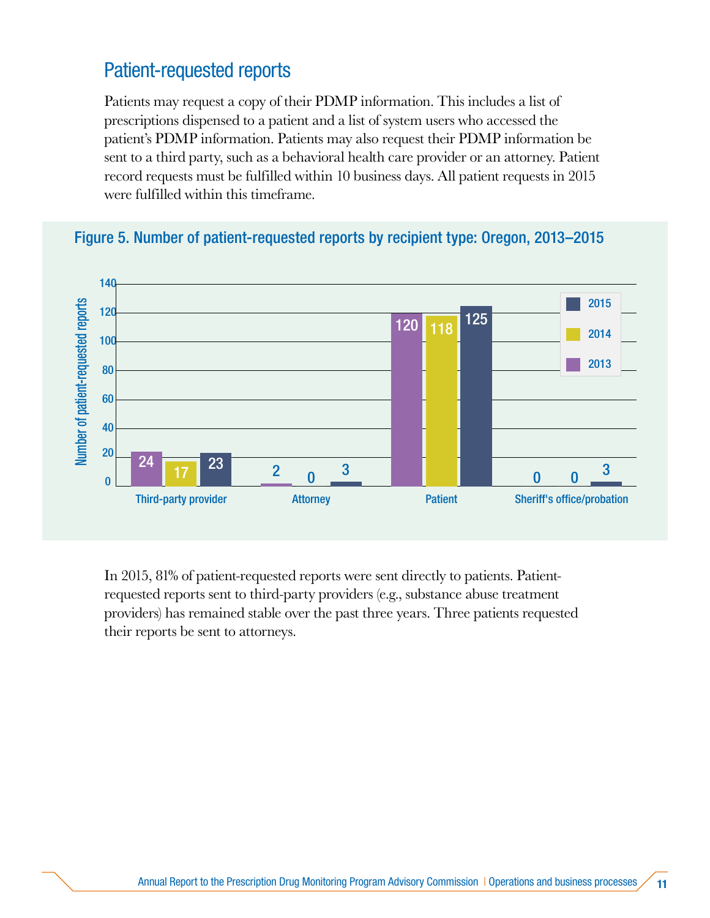## Patient-requested reports

Patients may request a copy of their PDMP information. This includes a list of prescriptions dispensed to a patient and a list of system users who accessed the patient's PDMP information. Patients may also request their PDMP information be sent to a third party, such as a behavioral health care provider or an attorney. Patient record requests must be fulfilled within 10 business days. All patient requests in 2015 were fulfilled within this timeframe.

**Figure 5. Number of patient-requested reports by recipient type: Oregon, 2013–2015**

| Recipient type | 2013 | 2014 | 2015 |
|---|---|---|---|
| Third-party provider | 24 | 17 | 23 |
| Attorney | 2 | 0 | 3 |
| Patient | 120 | 118 | 125 |
| Sheriff's office/probation | 0 | 0 | 3 |

In 2015, 81% of patient-requested reports were sent directly to patients. Patient-requested reports sent to third-party providers (e.g., substance abuse treatment providers) has remained stable over the past three years. Three patients requested their reports be sent to attorneys.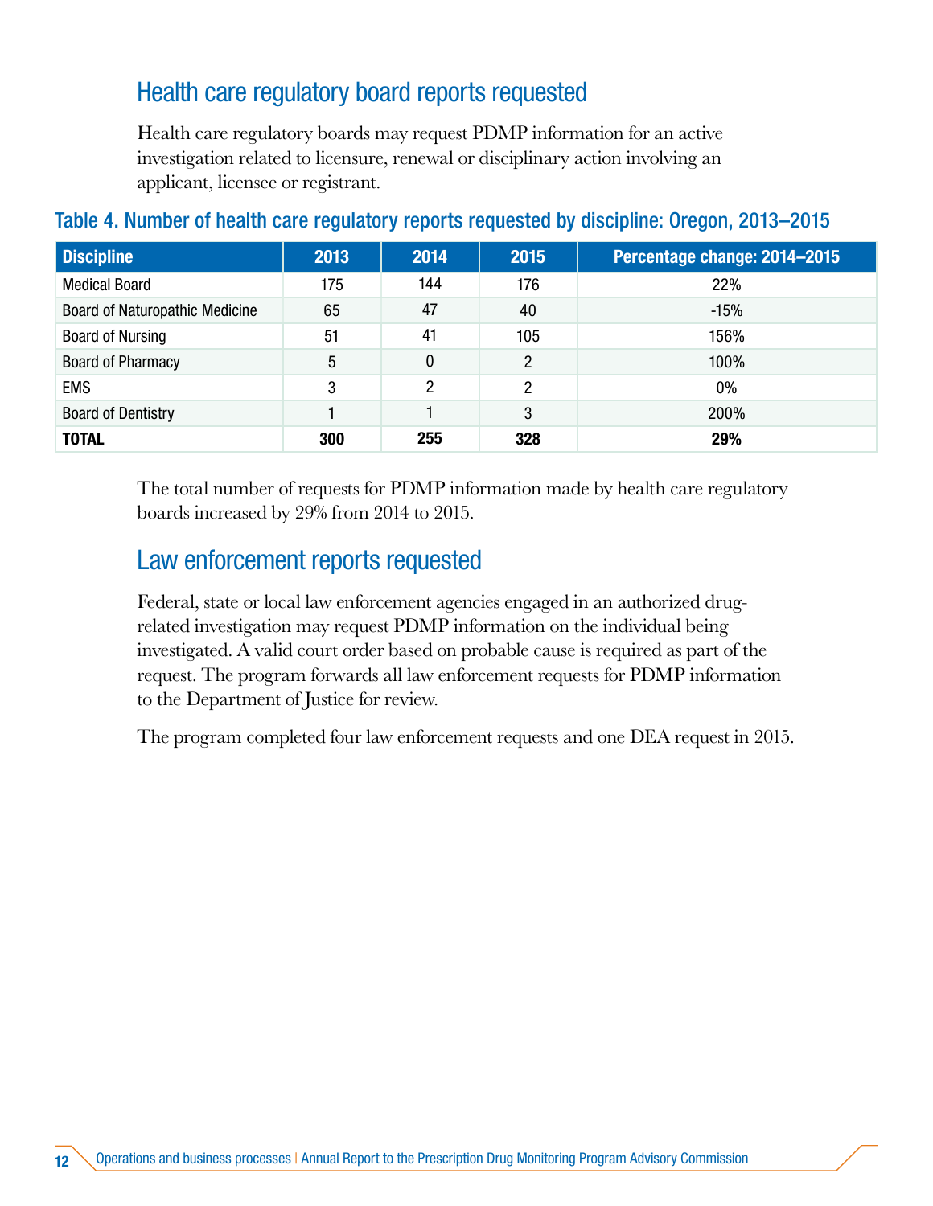## Health care regulatory board reports requested

Health care regulatory boards may request PDMP information for an active investigation related to licensure, renewal or disciplinary action involving an applicant, licensee or registrant.

### Table 4. Number of health care regulatory reports requested by discipline: Oregon, 2013–2015

| Discipline | 2013 | 2014 | 2015 | Percentage change: 2014–2015 |
|---|---|---|---|---|
| Medical Board | 175 | 144 | 176 | 22% |
| Board of Naturopathic Medicine | 65 | 47 | 40 | -15% |
| Board of Nursing | 51 | 41 | 105 | 156% |
| Board of Pharmacy | 5 | 0 | 2 | 100% |
| EMS | 3 | 2 | 2 | 0% |
| Board of Dentistry | 1 | 1 | 3 | 200% |
| **TOTAL** | **300** | **255** | **328** | **29%** |

The total number of requests for PDMP information made by health care regulatory boards increased by 29% from 2014 to 2015.

## Law enforcement reports requested

Federal, state or local law enforcement agencies engaged in an authorized drug-related investigation may request PDMP information on the individual being investigated. A valid court order based on probable cause is required as part of the request. The program forwards all law enforcement requests for PDMP information to the Department of Justice for review.

The program completed four law enforcement requests and one DEA request in 2015.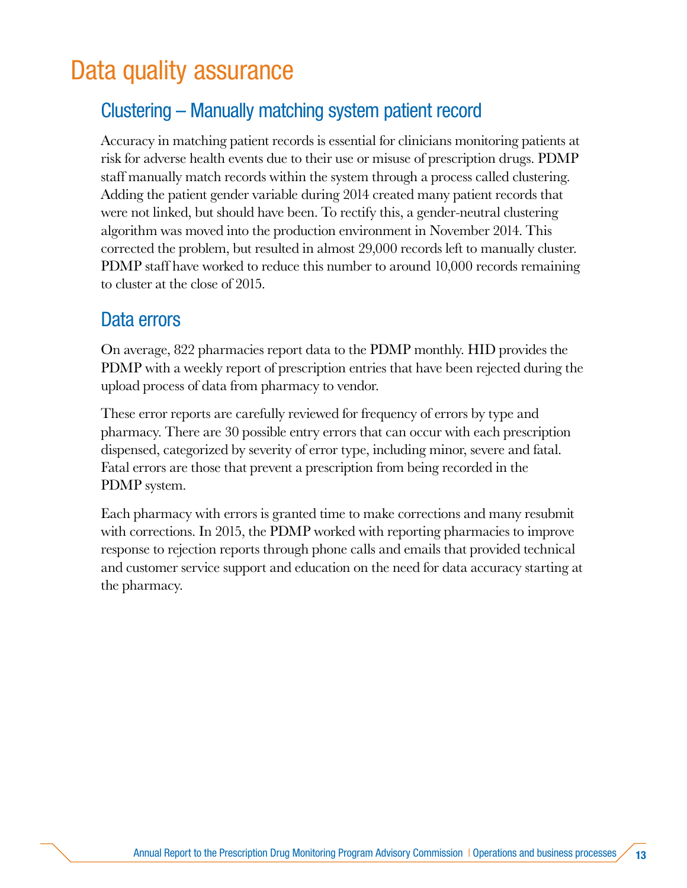# Data quality assurance

## Clustering – Manually matching system patient record

Accuracy in matching patient records is essential for clinicians monitoring patients at risk for adverse health events due to their use or misuse of prescription drugs. PDMP staff manually match records within the system through a process called clustering. Adding the patient gender variable during 2014 created many patient records that were not linked, but should have been. To rectify this, a gender-neutral clustering algorithm was moved into the production environment in November 2014. This corrected the problem, but resulted in almost 29,000 records left to manually cluster. PDMP staff have worked to reduce this number to around 10,000 records remaining to cluster at the close of 2015.

## Data errors

On average, 822 pharmacies report data to the PDMP monthly. HID provides the PDMP with a weekly report of prescription entries that have been rejected during the upload process of data from pharmacy to vendor.

These error reports are carefully reviewed for frequency of errors by type and pharmacy. There are 30 possible entry errors that can occur with each prescription dispensed, categorized by severity of error type, including minor, severe and fatal. Fatal errors are those that prevent a prescription from being recorded in the PDMP system.

Each pharmacy with errors is granted time to make corrections and many resubmit with corrections. In 2015, the PDMP worked with reporting pharmacies to improve response to rejection reports through phone calls and emails that provided technical and customer service support and education on the need for data accuracy starting at the pharmacy.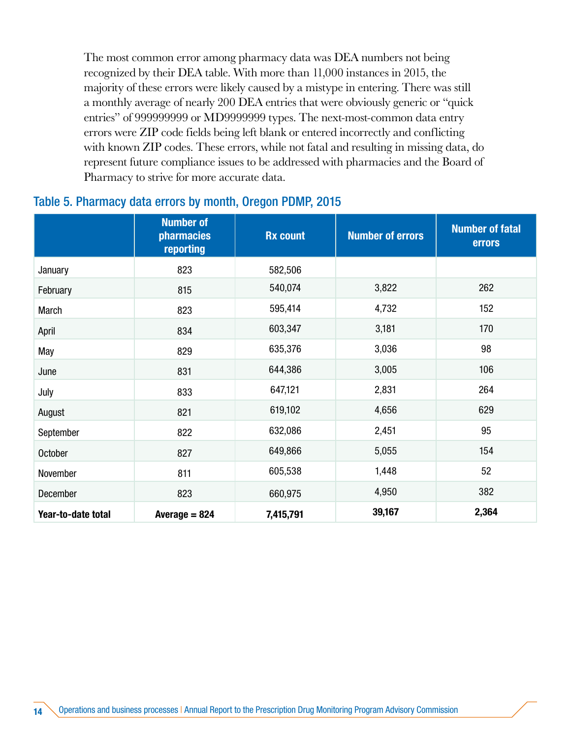The most common error among pharmacy data was DEA numbers not being recognized by their DEA table. With more than 11,000 instances in 2015, the majority of these errors were likely caused by a mistype in entering. There was still a monthly average of nearly 200 DEA entries that were obviously generic or "quick entries" of 999999999 or MD9999999 types. The next-most-common data entry errors were ZIP code fields being left blank or entered incorrectly and conflicting with known ZIP codes. These errors, while not fatal and resulting in missing data, do represent future compliance issues to be addressed with pharmacies and the Board of Pharmacy to strive for more accurate data.

## Table 5. Pharmacy data errors by month, Oregon PDMP, 2015

| | Number of pharmacies reporting | Rx count | Number of errors | Number of fatal errors |
|---|---|---|---|---|
| January | 823 | 582,506 | | |
| February | 815 | 540,074 | 3,822 | 262 |
| March | 823 | 595,414 | 4,732 | 152 |
| April | 834 | 603,347 | 3,181 | 170 |
| May | 829 | 635,376 | 3,036 | 98 |
| June | 831 | 644,386 | 3,005 | 106 |
| July | 833 | 647,121 | 2,831 | 264 |
| August | 821 | 619,102 | 4,656 | 629 |
| September | 822 | 632,086 | 2,451 | 95 |
| October | 827 | 649,866 | 5,055 | 154 |
| November | 811 | 605,538 | 1,448 | 52 |
| December | 823 | 660,975 | 4,950 | 382 |
| **Year-to-date total** | **Average = 824** | **7,415,791** | **39,167** | **2,364** |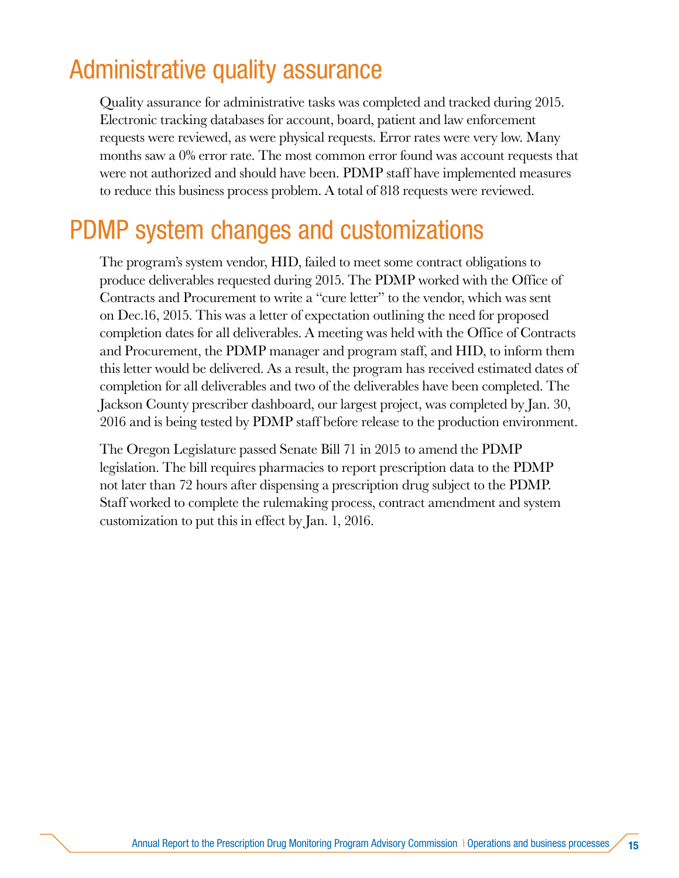## Administrative quality assurance

Quality assurance for administrative tasks was completed and tracked during 2015. Electronic tracking databases for account, board, patient and law enforcement requests were reviewed, as were physical requests. Error rates were very low. Many months saw a 0% error rate. The most common error found was account requests that were not authorized and should have been. PDMP staff have implemented measures to reduce this business process problem. A total of 818 requests were reviewed.

## PDMP system changes and customizations

The program's system vendor, HID, failed to meet some contract obligations to produce deliverables requested during 2015. The PDMP worked with the Office of Contracts and Procurement to write a "cure letter" to the vendor, which was sent on Dec.16, 2015. This was a letter of expectation outlining the need for proposed completion dates for all deliverables. A meeting was held with the Office of Contracts and Procurement, the PDMP manager and program staff, and HID, to inform them this letter would be delivered. As a result, the program has received estimated dates of completion for all deliverables and two of the deliverables have been completed. The Jackson County prescriber dashboard, our largest project, was completed by Jan. 30, 2016 and is being tested by PDMP staff before release to the production environment.

The Oregon Legislature passed Senate Bill 71 in 2015 to amend the PDMP legislation. The bill requires pharmacies to report prescription data to the PDMP not later than 72 hours after dispensing a prescription drug subject to the PDMP. Staff worked to complete the rulemaking process, contract amendment and system customization to put this in effect by Jan. 1, 2016.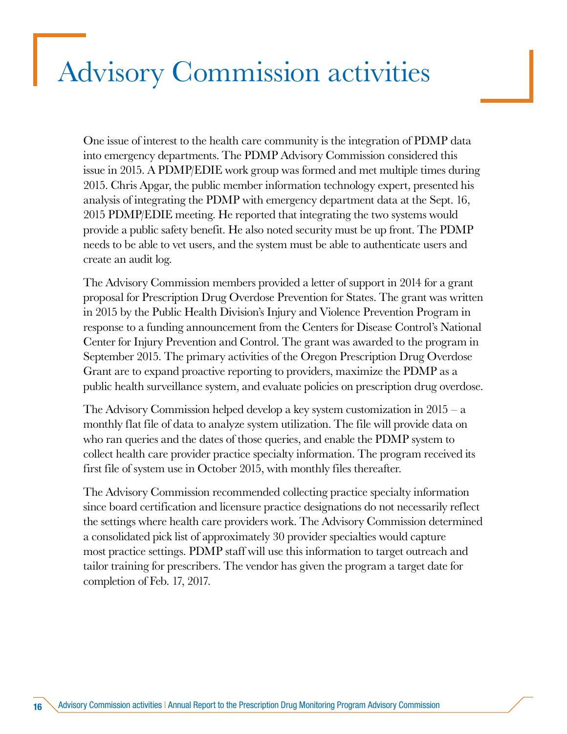# Advisory Commission activities

One issue of interest to the health care community is the integration of PDMP data into emergency departments. The PDMP Advisory Commission considered this issue in 2015. A PDMP/EDIE work group was formed and met multiple times during 2015. Chris Apgar, the public member information technology expert, presented his analysis of integrating the PDMP with emergency department data at the Sept. 16, 2015 PDMP/EDIE meeting. He reported that integrating the two systems would provide a public safety benefit. He also noted security must be up front. The PDMP needs to be able to vet users, and the system must be able to authenticate users and create an audit log.

The Advisory Commission members provided a letter of support in 2014 for a grant proposal for Prescription Drug Overdose Prevention for States. The grant was written in 2015 by the Public Health Division's Injury and Violence Prevention Program in response to a funding announcement from the Centers for Disease Control's National Center for Injury Prevention and Control. The grant was awarded to the program in September 2015. The primary activities of the Oregon Prescription Drug Overdose Grant are to expand proactive reporting to providers, maximize the PDMP as a public health surveillance system, and evaluate policies on prescription drug overdose.

The Advisory Commission helped develop a key system customization in 2015 – a monthly flat file of data to analyze system utilization. The file will provide data on who ran queries and the dates of those queries, and enable the PDMP system to collect health care provider practice specialty information. The program received its first file of system use in October 2015, with monthly files thereafter.

The Advisory Commission recommended collecting practice specialty information since board certification and licensure practice designations do not necessarily reflect the settings where health care providers work. The Advisory Commission determined a consolidated pick list of approximately 30 provider specialties would capture most practice settings. PDMP staff will use this information to target outreach and tailor training for prescribers. The vendor has given the program a target date for completion of Feb. 17, 2017.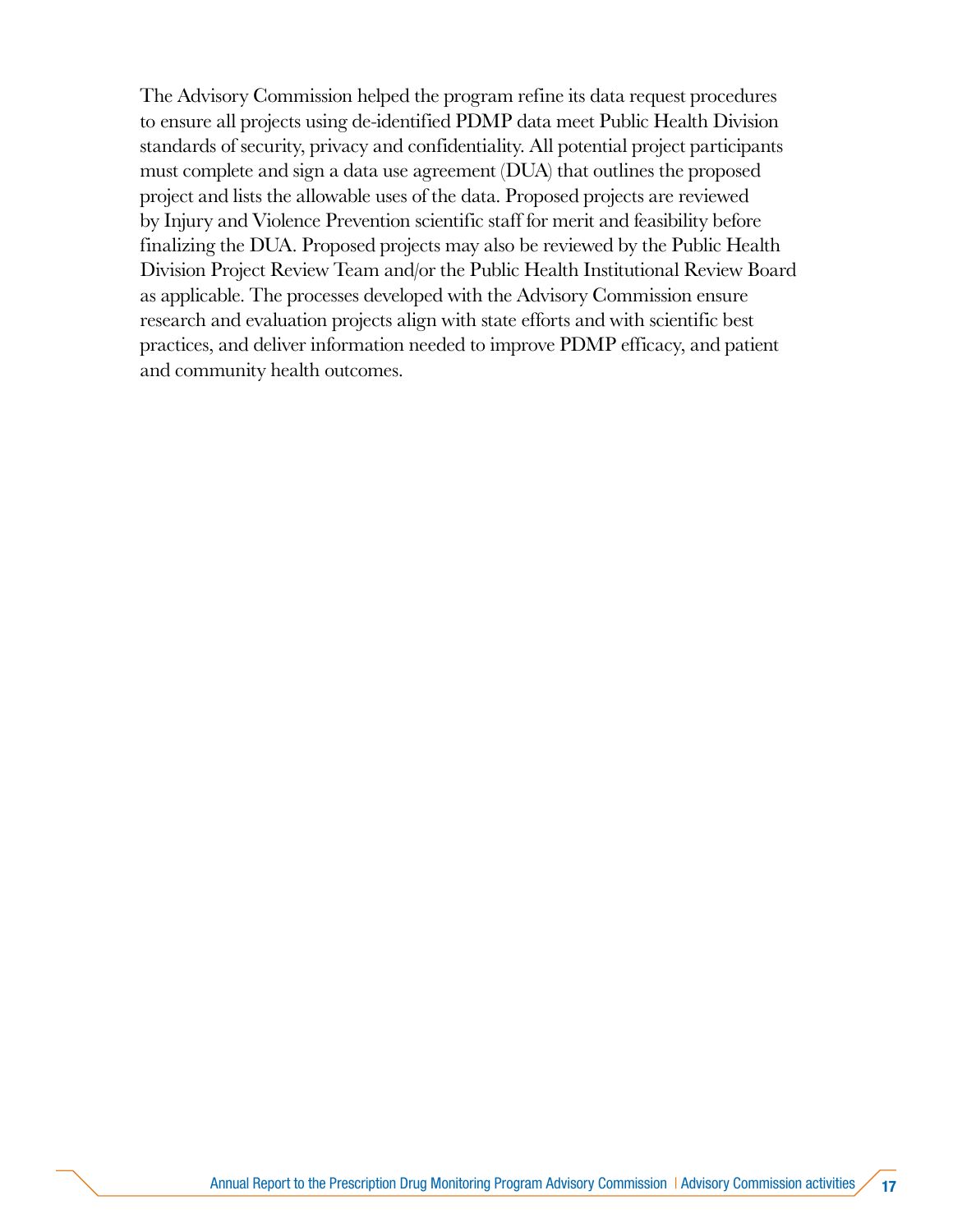The Advisory Commission helped the program refine its data request procedures to ensure all projects using de-identified PDMP data meet Public Health Division standards of security, privacy and confidentiality. All potential project participants must complete and sign a data use agreement (DUA) that outlines the proposed project and lists the allowable uses of the data. Proposed projects are reviewed by Injury and Violence Prevention scientific staff for merit and feasibility before finalizing the DUA. Proposed projects may also be reviewed by the Public Health Division Project Review Team and/or the Public Health Institutional Review Board as applicable. The processes developed with the Advisory Commission ensure research and evaluation projects align with state efforts and with scientific best practices, and deliver information needed to improve PDMP efficacy, and patient and community health outcomes.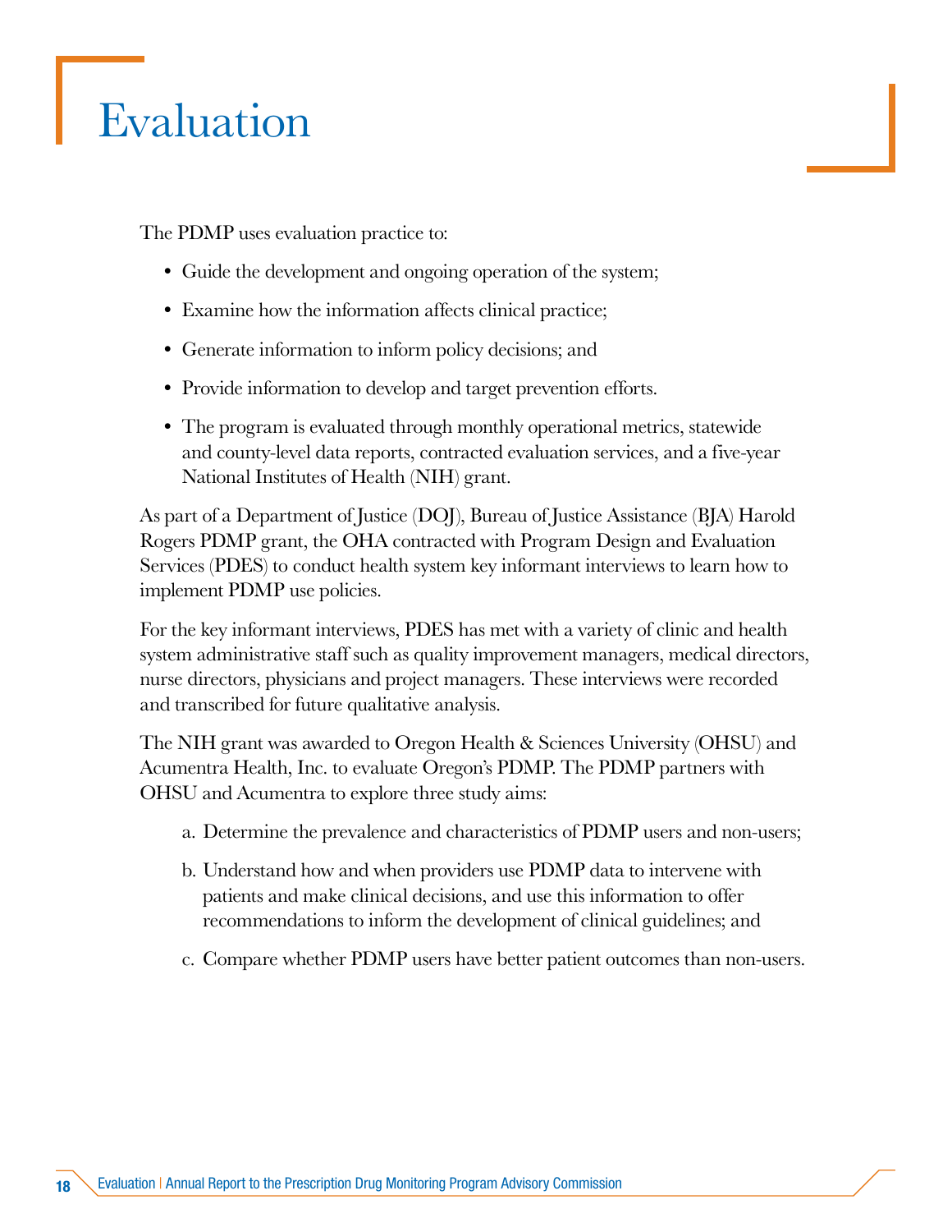# Evaluation

The PDMP uses evaluation practice to:

- Guide the development and ongoing operation of the system;
- Examine how the information affects clinical practice;
- Generate information to inform policy decisions; and
- Provide information to develop and target prevention efforts.
- The program is evaluated through monthly operational metrics, statewide and county-level data reports, contracted evaluation services, and a five-year National Institutes of Health (NIH) grant.

As part of a Department of Justice (DOJ), Bureau of Justice Assistance (BJA) Harold Rogers PDMP grant, the OHA contracted with Program Design and Evaluation Services (PDES) to conduct health system key informant interviews to learn how to implement PDMP use policies.

For the key informant interviews, PDES has met with a variety of clinic and health system administrative staff such as quality improvement managers, medical directors, nurse directors, physicians and project managers. These interviews were recorded and transcribed for future qualitative analysis.

The NIH grant was awarded to Oregon Health & Sciences University (OHSU) and Acumentra Health, Inc. to evaluate Oregon's PDMP. The PDMP partners with OHSU and Acumentra to explore three study aims:

a. Determine the prevalence and characteristics of PDMP users and non-users;

b. Understand how and when providers use PDMP data to intervene with patients and make clinical decisions, and use this information to offer recommendations to inform the development of clinical guidelines; and

c. Compare whether PDMP users have better patient outcomes than non-users.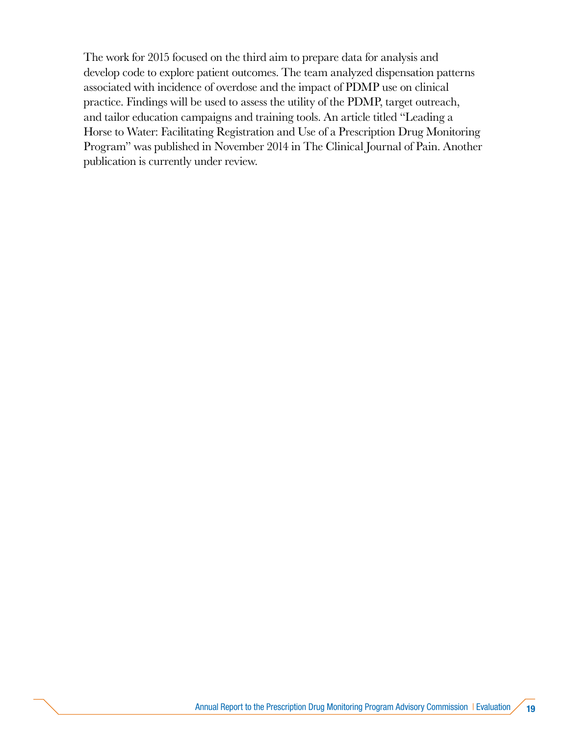The work for 2015 focused on the third aim to prepare data for analysis and develop code to explore patient outcomes. The team analyzed dispensation patterns associated with incidence of overdose and the impact of PDMP use on clinical practice. Findings will be used to assess the utility of the PDMP, target outreach, and tailor education campaigns and training tools. An article titled "Leading a Horse to Water: Facilitating Registration and Use of a Prescription Drug Monitoring Program" was published in November 2014 in The Clinical Journal of Pain. Another publication is currently under review.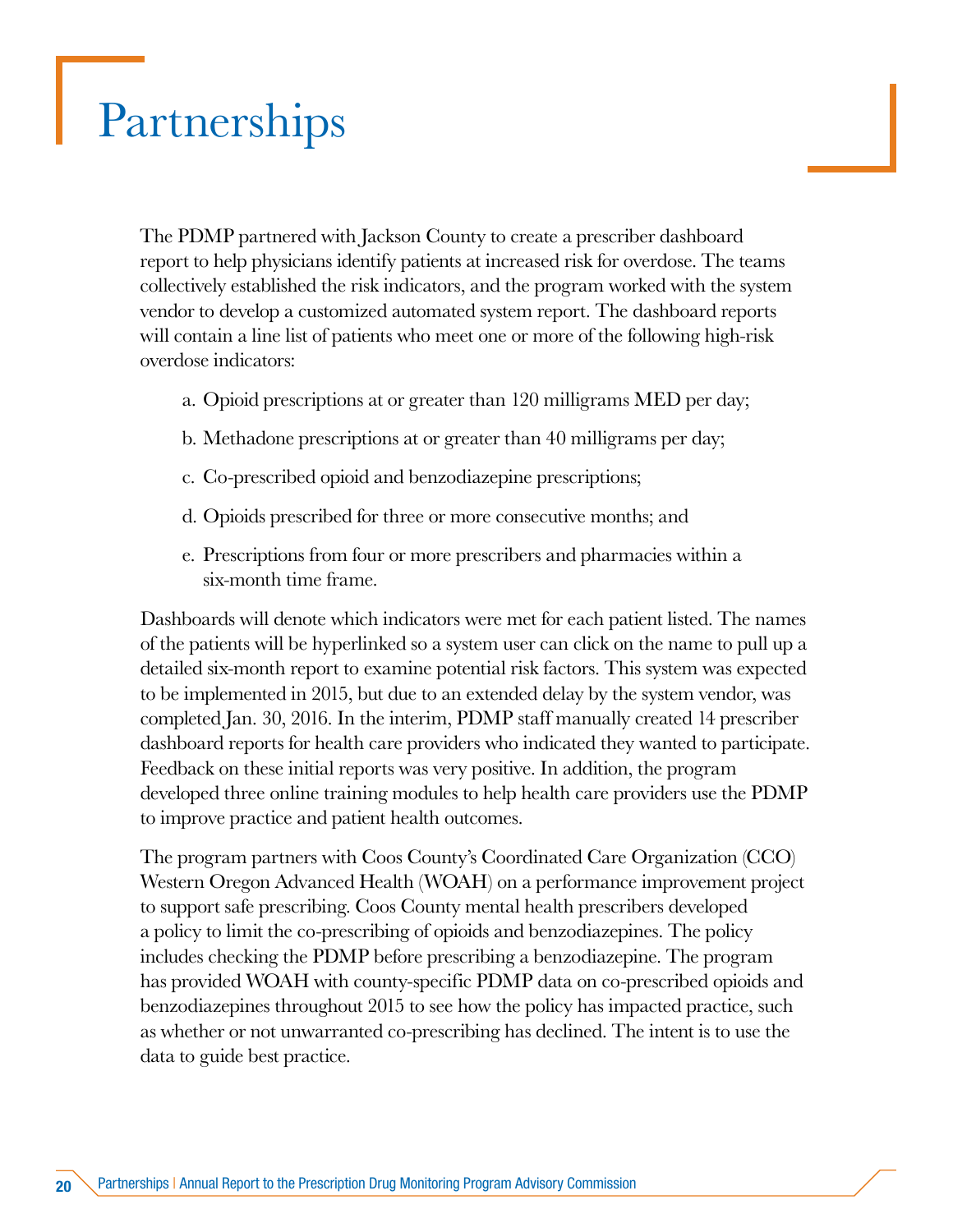# Partnerships

The PDMP partnered with Jackson County to create a prescriber dashboard report to help physicians identify patients at increased risk for overdose. The teams collectively established the risk indicators, and the program worked with the system vendor to develop a customized automated system report. The dashboard reports will contain a line list of patients who meet one or more of the following high-risk overdose indicators:

a. Opioid prescriptions at or greater than 120 milligrams MED per day;

b. Methadone prescriptions at or greater than 40 milligrams per day;

c. Co-prescribed opioid and benzodiazepine prescriptions;

d. Opioids prescribed for three or more consecutive months; and

e. Prescriptions from four or more prescribers and pharmacies within a six-month time frame.

Dashboards will denote which indicators were met for each patient listed. The names of the patients will be hyperlinked so a system user can click on the name to pull up a detailed six-month report to examine potential risk factors. This system was expected to be implemented in 2015, but due to an extended delay by the system vendor, was completed Jan. 30, 2016. In the interim, PDMP staff manually created 14 prescriber dashboard reports for health care providers who indicated they wanted to participate. Feedback on these initial reports was very positive. In addition, the program developed three online training modules to help health care providers use the PDMP to improve practice and patient health outcomes.

The program partners with Coos County's Coordinated Care Organization (CCO) Western Oregon Advanced Health (WOAH) on a performance improvement project to support safe prescribing. Coos County mental health prescribers developed a policy to limit the co-prescribing of opioids and benzodiazepines. The policy includes checking the PDMP before prescribing a benzodiazepine. The program has provided WOAH with county-specific PDMP data on co-prescribed opioids and benzodiazepines throughout 2015 to see how the policy has impacted practice, such as whether or not unwarranted co-prescribing has declined. The intent is to use the data to guide best practice.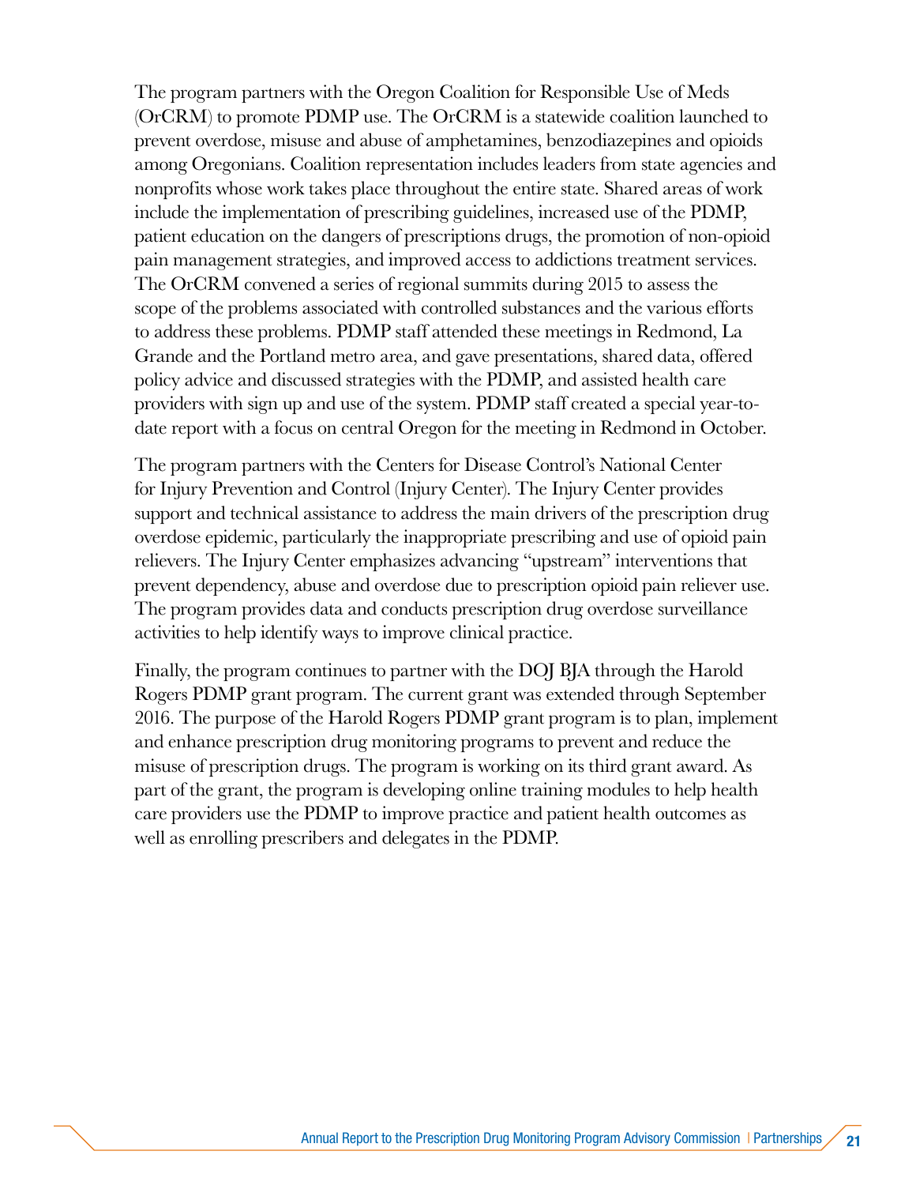The program partners with the Oregon Coalition for Responsible Use of Meds (OrCRM) to promote PDMP use. The OrCRM is a statewide coalition launched to prevent overdose, misuse and abuse of amphetamines, benzodiazepines and opioids among Oregonians. Coalition representation includes leaders from state agencies and nonprofits whose work takes place throughout the entire state. Shared areas of work include the implementation of prescribing guidelines, increased use of the PDMP, patient education on the dangers of prescriptions drugs, the promotion of non-opioid pain management strategies, and improved access to addictions treatment services. The OrCRM convened a series of regional summits during 2015 to assess the scope of the problems associated with controlled substances and the various efforts to address these problems. PDMP staff attended these meetings in Redmond, La Grande and the Portland metro area, and gave presentations, shared data, offered policy advice and discussed strategies with the PDMP, and assisted health care providers with sign up and use of the system. PDMP staff created a special year-to-date report with a focus on central Oregon for the meeting in Redmond in October.

The program partners with the Centers for Disease Control's National Center for Injury Prevention and Control (Injury Center). The Injury Center provides support and technical assistance to address the main drivers of the prescription drug overdose epidemic, particularly the inappropriate prescribing and use of opioid pain relievers. The Injury Center emphasizes advancing "upstream" interventions that prevent dependency, abuse and overdose due to prescription opioid pain reliever use. The program provides data and conducts prescription drug overdose surveillance activities to help identify ways to improve clinical practice.

Finally, the program continues to partner with the DOJ BJA through the Harold Rogers PDMP grant program. The current grant was extended through September 2016. The purpose of the Harold Rogers PDMP grant program is to plan, implement and enhance prescription drug monitoring programs to prevent and reduce the misuse of prescription drugs. The program is working on its third grant award. As part of the grant, the program is developing online training modules to help health care providers use the PDMP to improve practice and patient health outcomes as well as enrolling prescribers and delegates in the PDMP.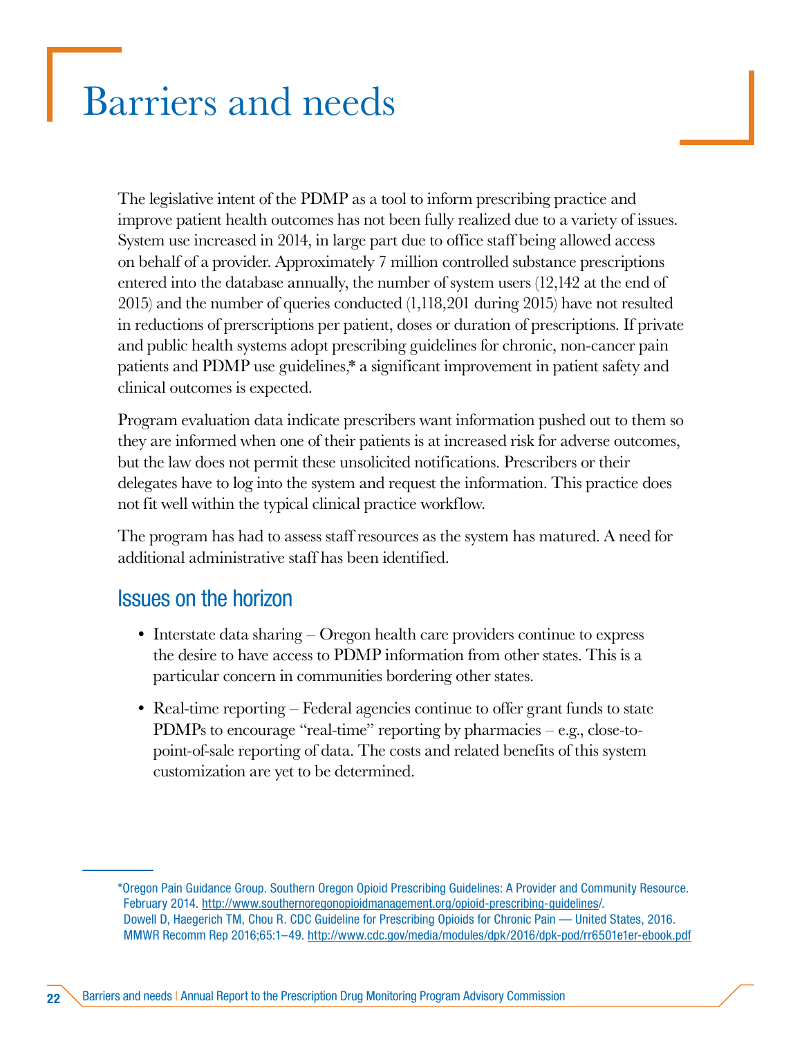# Barriers and needs

The legislative intent of the PDMP as a tool to inform prescribing practice and improve patient health outcomes has not been fully realized due to a variety of issues. System use increased in 2014, in large part due to office staff being allowed access on behalf of a provider. Approximately 7 million controlled substance prescriptions entered into the database annually, the number of system users (12,142 at the end of 2015) and the number of queries conducted (1,118,201 during 2015) have not resulted in reductions of prerscriptions per patient, doses or duration of prescriptions. If private and public health systems adopt prescribing guidelines for chronic, non-cancer pain patients and PDMP use guidelines,* a significant improvement in patient safety and clinical outcomes is expected.

Program evaluation data indicate prescribers want information pushed out to them so they are informed when one of their patients is at increased risk for adverse outcomes, but the law does not permit these unsolicited notifications. Prescribers or their delegates have to log into the system and request the information. This practice does not fit well within the typical clinical practice workflow.

The program has had to assess staff resources as the system has matured. A need for additional administrative staff has been identified.

## Issues on the horizon

- Interstate data sharing – Oregon health care providers continue to express the desire to have access to PDMP information from other states. This is a particular concern in communities bordering other states.
- Real-time reporting – Federal agencies continue to offer grant funds to state PDMPs to encourage "real-time" reporting by pharmacies – e.g., close-to-point-of-sale reporting of data. The costs and related benefits of this system customization are yet to be determined.

---

*Oregon Pain Guidance Group. Southern Oregon Opioid Prescribing Guidelines: A Provider and Community Resource. February 2014. http://www.southernoregonopioidmanagement.org/opioid-prescribing-guidelines/.
Dowell D, Haegerich TM, Chou R. CDC Guideline for Prescribing Opioids for Chronic Pain — United States, 2016. MMWR Recomm Rep 2016;65:1–49. http://www.cdc.gov/media/modules/dpk/2016/dpk-pod/rr6501e1er-ebook.pdf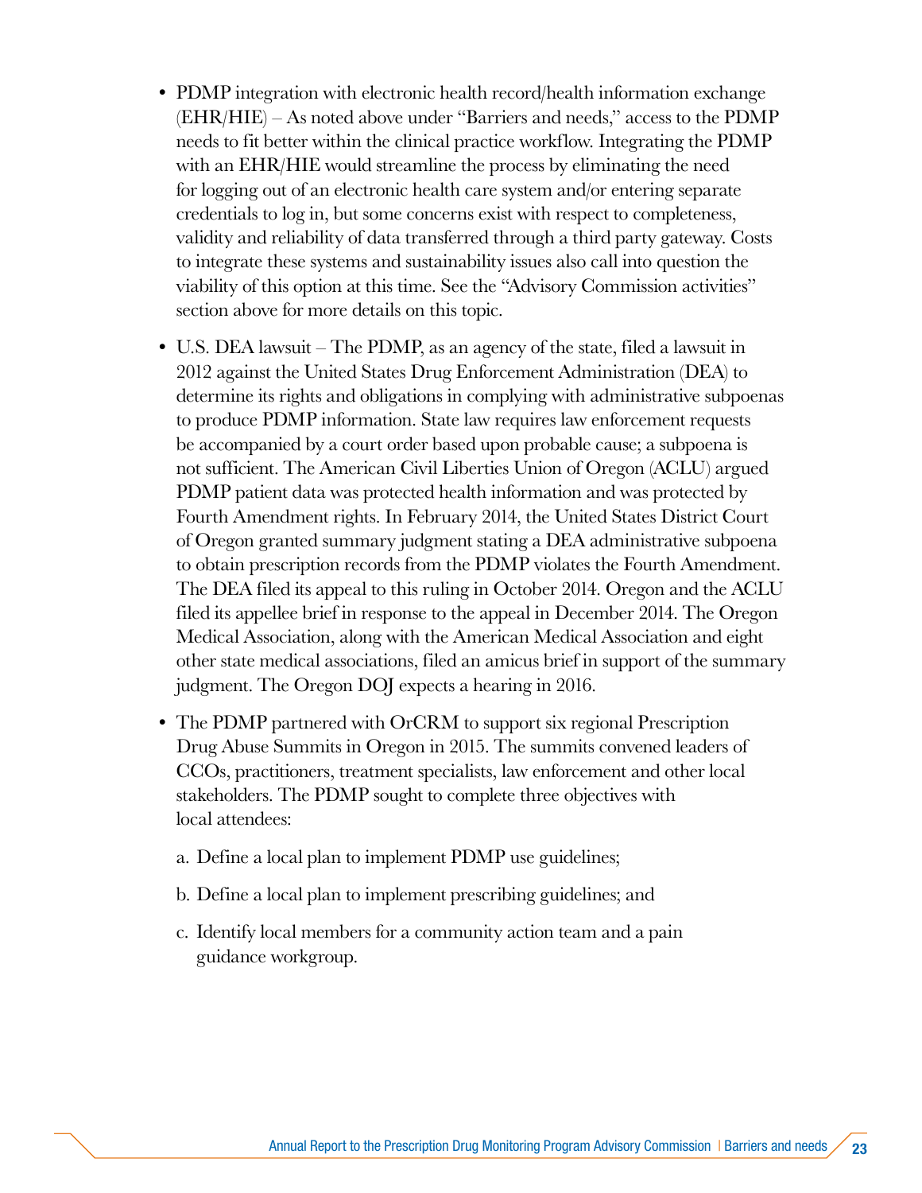- PDMP integration with electronic health record/health information exchange (EHR/HIE) – As noted above under "Barriers and needs," access to the PDMP needs to fit better within the clinical practice workflow. Integrating the PDMP with an EHR/HIE would streamline the process by eliminating the need for logging out of an electronic health care system and/or entering separate credentials to log in, but some concerns exist with respect to completeness, validity and reliability of data transferred through a third party gateway. Costs to integrate these systems and sustainability issues also call into question the viability of this option at this time. See the "Advisory Commission activities" section above for more details on this topic.

- U.S. DEA lawsuit – The PDMP, as an agency of the state, filed a lawsuit in 2012 against the United States Drug Enforcement Administration (DEA) to determine its rights and obligations in complying with administrative subpoenas to produce PDMP information. State law requires law enforcement requests be accompanied by a court order based upon probable cause; a subpoena is not sufficient. The American Civil Liberties Union of Oregon (ACLU) argued PDMP patient data was protected health information and was protected by Fourth Amendment rights. In February 2014, the United States District Court of Oregon granted summary judgment stating a DEA administrative subpoena to obtain prescription records from the PDMP violates the Fourth Amendment. The DEA filed its appeal to this ruling in October 2014. Oregon and the ACLU filed its appellee brief in response to the appeal in December 2014. The Oregon Medical Association, along with the American Medical Association and eight other state medical associations, filed an amicus brief in support of the summary judgment. The Oregon DOJ expects a hearing in 2016.

- The PDMP partnered with OrCRM to support six regional Prescription Drug Abuse Summits in Oregon in 2015. The summits convened leaders of CCOs, practitioners, treatment specialists, law enforcement and other local stakeholders. The PDMP sought to complete three objectives with local attendees:

  a. Define a local plan to implement PDMP use guidelines;

  b. Define a local plan to implement prescribing guidelines; and

  c. Identify local members for a community action team and a pain guidance workgroup.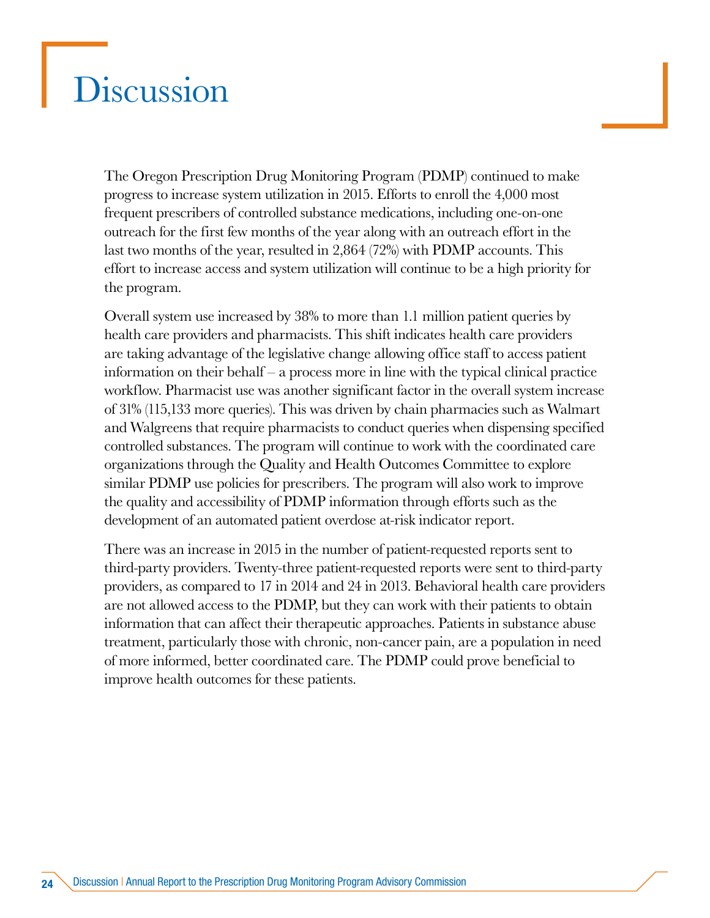# Discussion

The Oregon Prescription Drug Monitoring Program (PDMP) continued to make progress to increase system utilization in 2015. Efforts to enroll the 4,000 most frequent prescribers of controlled substance medications, including one-on-one outreach for the first few months of the year along with an outreach effort in the last two months of the year, resulted in 2,864 (72%) with PDMP accounts. This effort to increase access and system utilization will continue to be a high priority for the program.

Overall system use increased by 38% to more than 1.1 million patient queries by health care providers and pharmacists. This shift indicates health care providers are taking advantage of the legislative change allowing office staff to access patient information on their behalf – a process more in line with the typical clinical practice workflow. Pharmacist use was another significant factor in the overall system increase of 31% (115,133 more queries). This was driven by chain pharmacies such as Walmart and Walgreens that require pharmacists to conduct queries when dispensing specified controlled substances. The program will continue to work with the coordinated care organizations through the Quality and Health Outcomes Committee to explore similar PDMP use policies for prescribers. The program will also work to improve the quality and accessibility of PDMP information through efforts such as the development of an automated patient overdose at-risk indicator report.

There was an increase in 2015 in the number of patient-requested reports sent to third-party providers. Twenty-three patient-requested reports were sent to third-party providers, as compared to 17 in 2014 and 24 in 2013. Behavioral health care providers are not allowed access to the PDMP, but they can work with their patients to obtain information that can affect their therapeutic approaches. Patients in substance abuse treatment, particularly those with chronic, non-cancer pain, are a population in need of more informed, better coordinated care. The PDMP could prove beneficial to improve health outcomes for these patients.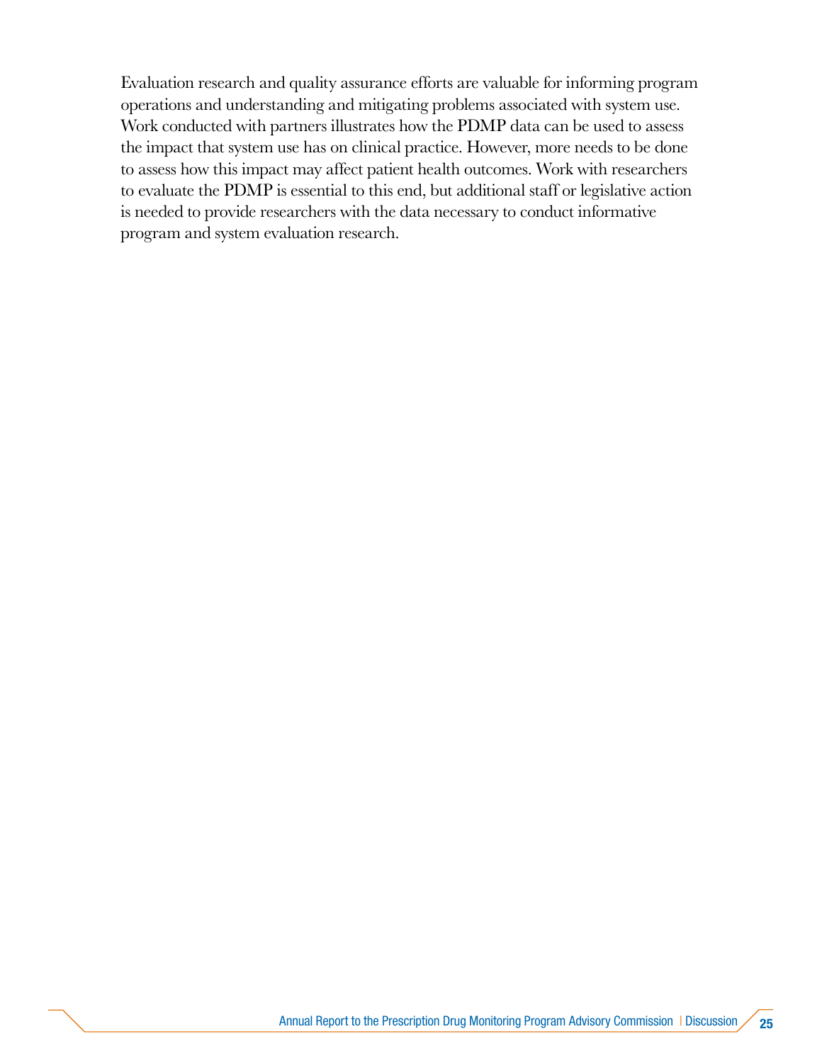Evaluation research and quality assurance efforts are valuable for informing program operations and understanding and mitigating problems associated with system use. Work conducted with partners illustrates how the PDMP data can be used to assess the impact that system use has on clinical practice. However, more needs to be done to assess how this impact may affect patient health outcomes. Work with researchers to evaluate the PDMP is essential to this end, but additional staff or legislative action is needed to provide researchers with the data necessary to conduct informative program and system evaluation research.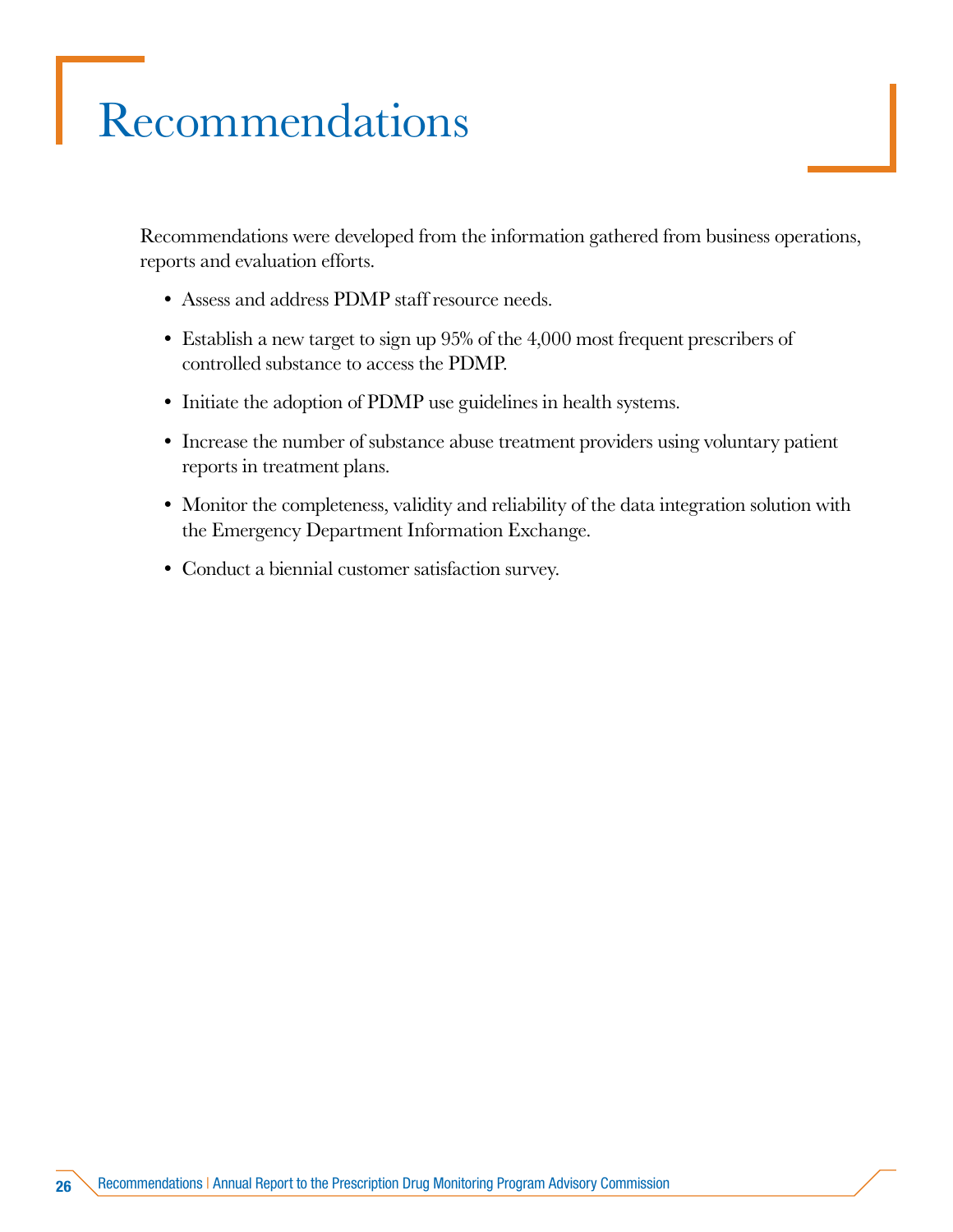# Recommendations

Recommendations were developed from the information gathered from business operations, reports and evaluation efforts.

- Assess and address PDMP staff resource needs.
- Establish a new target to sign up 95% of the 4,000 most frequent prescribers of controlled substance to access the PDMP.
- Initiate the adoption of PDMP use guidelines in health systems.
- Increase the number of substance abuse treatment providers using voluntary patient reports in treatment plans.
- Monitor the completeness, validity and reliability of the data integration solution with the Emergency Department Information Exchange.
- Conduct a biennial customer satisfaction survey.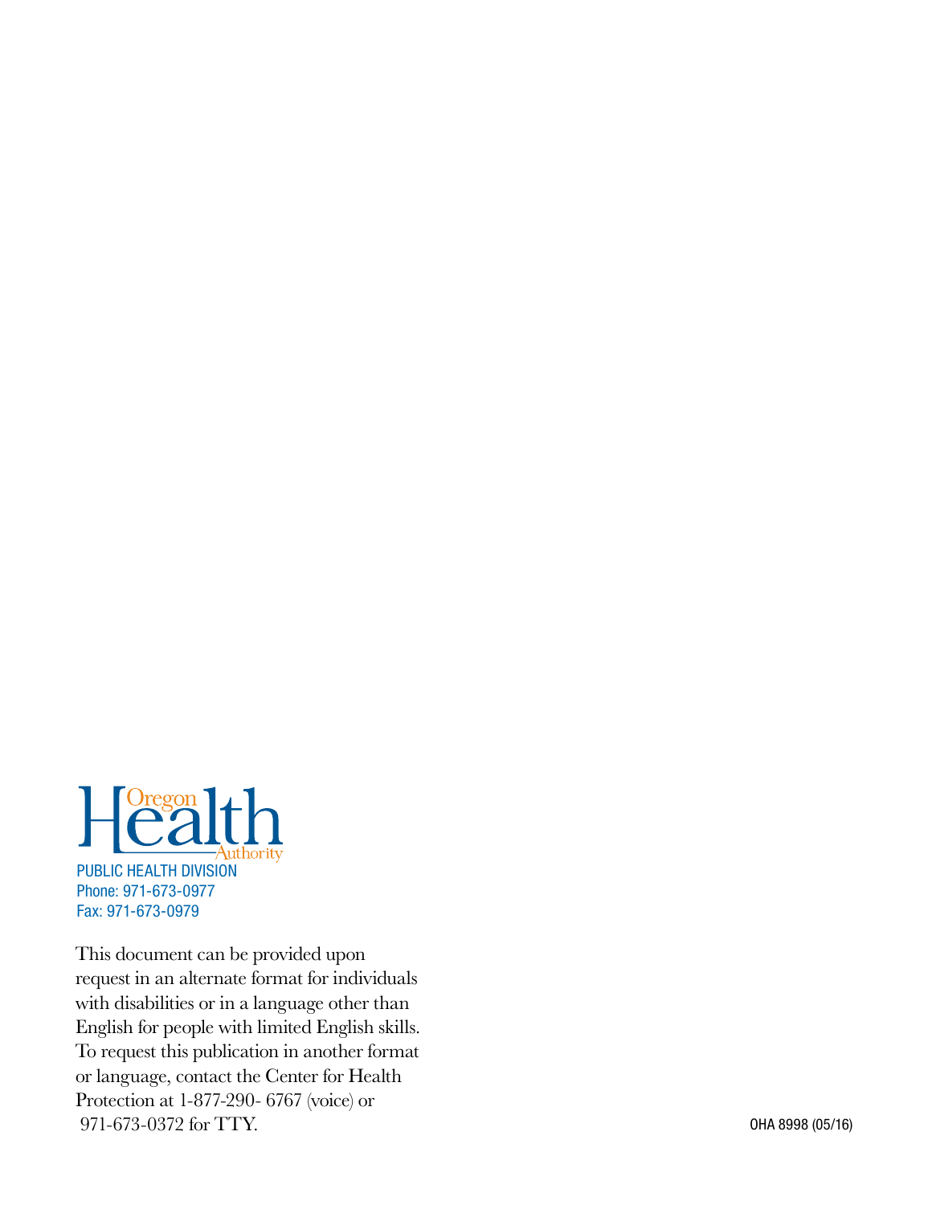Oregon Health Authority

PUBLIC HEALTH DIVISION
Phone: 971-673-0977
Fax: 971-673-0979

This document can be provided upon request in an alternate format for individuals with disabilities or in a language other than English for people with limited English skills. To request this publication in another format or language, contact the Center for Health Protection at 1-877-290- 6767 (voice) or 971-673-0372 for TTY.

OHA 8998 (05/16)